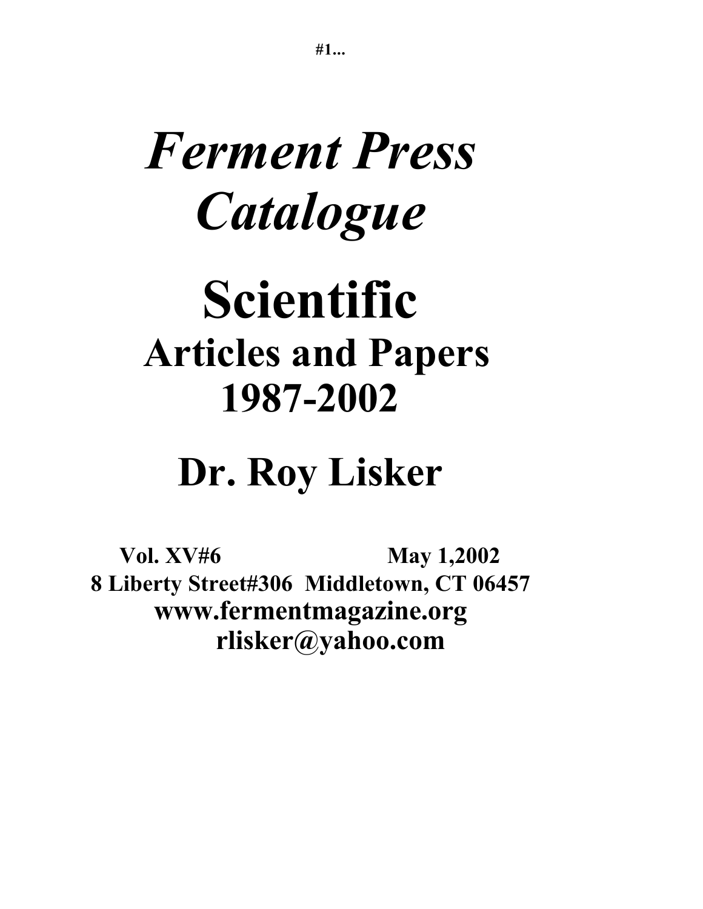# *Ferment Press Catalogue*

# Scientific

## Articles and Papers 1987-2002

## Dr. Roy Lisker

**Vol. XV#6 May 1,2002**

**8 Liberty Street#306 Middletown, CT 06457**

**www.fermentmagazine.org**

**rlisker@yahoo.com**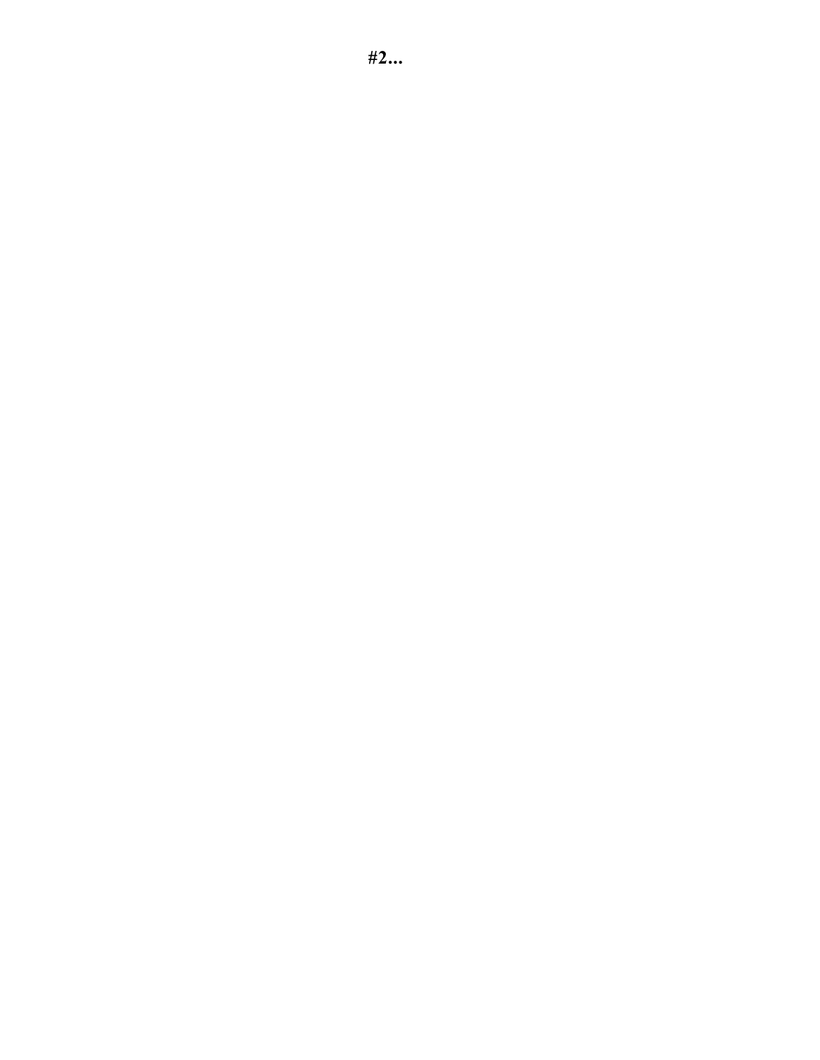**#2...**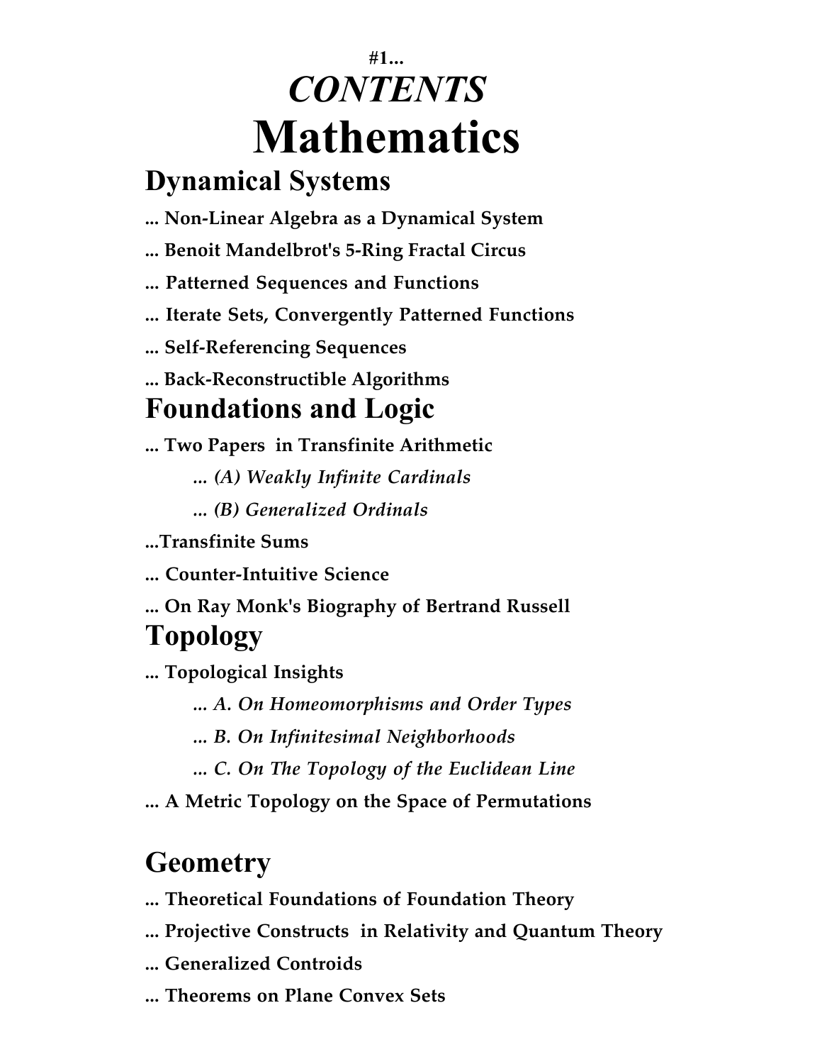#1...

# *CONTENTS*

# Mathematics

## Dynamical Systems

**... Non-Linear Algebra as a Dynamical System**

**... Benoit Mandelbrot's 5-Ring Fractal Circus**

**... Patterned Sequences and Functions**

**... Iterate Sets, Convergently Patterned Functions**

**... Self-Referencing Sequences**

**... Back-Reconstructible Algorithms**

## Foundations and Logic

**... Two Papers in Transfinite Arithmetic**

- ***... (A) Weakly Infinite Cardinals***
- ***... (B) Generalized Ordinals***

**...Transfinite Sums**

**... Counter-Intuitive Science**

**... On Ray Monk's Biography of Bertrand Russell**

## Topology

**... Topological Insights**

- ***... A. On Homeomorphisms and Order Types***
- ***... B. On Infinitesimal Neighborhoods***
- ***... C. On The Topology of the Euclidean Line***

**... A Metric Topology on the Space of Permutations**

## Geometry

**... Theoretical Foundations of Foundation Theory**

**... Projective Constructs in Relativity and Quantum Theory**

**... Generalized Controids**

**... Theorems on Plane Convex Sets**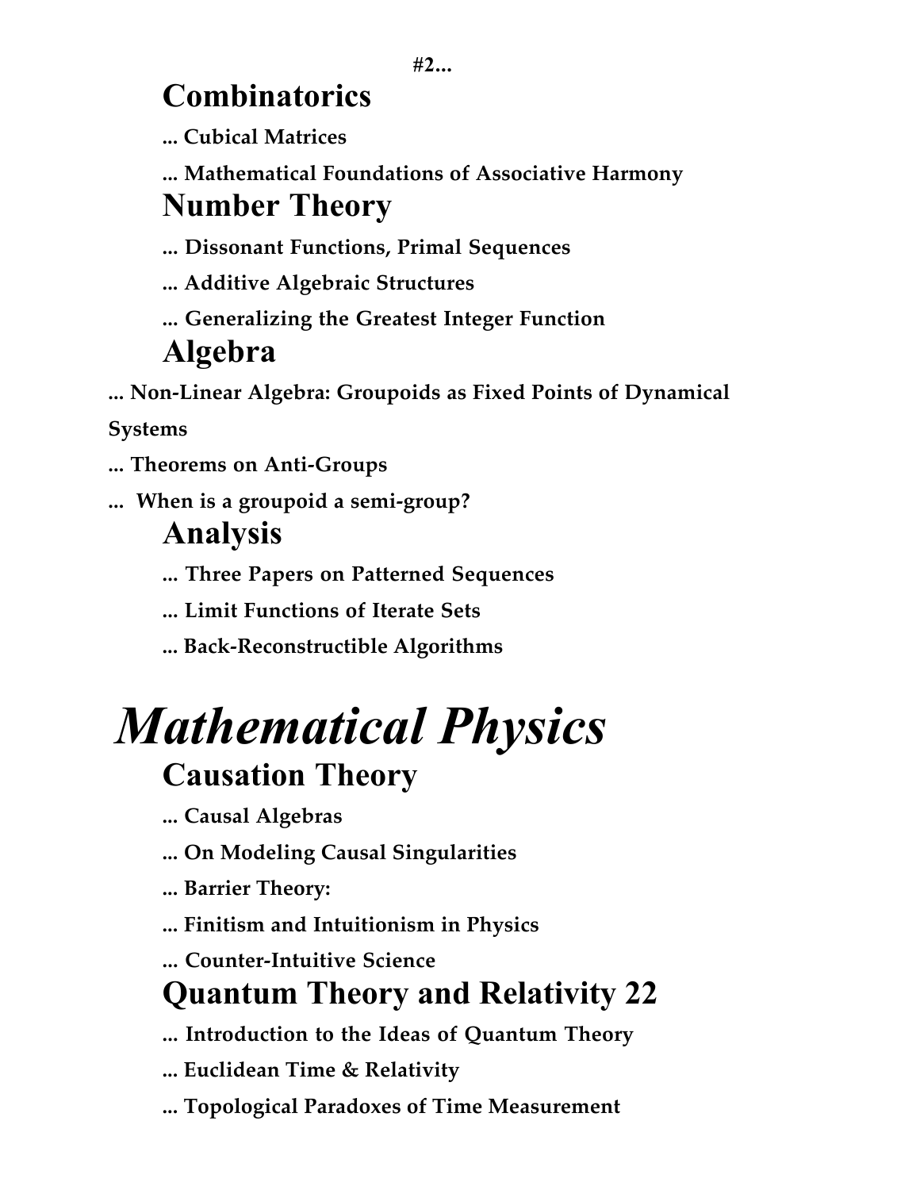#2...

## Combinatorics

**... Cubical Matrices**

**... Mathematical Foundations of Associative Harmony**

## Number Theory

**... Dissonant Functions, Primal Sequences**

**... Additive Algebraic Structures**

**... Generalizing the Greatest Integer Function**

## Algebra

**... Non-Linear Algebra: Groupoids as Fixed Points of Dynamical Systems**

**... Theorems on Anti-Groups**

**... When is a groupoid a semi-group?**

## Analysis

**... Three Papers on Patterned Sequences**

**... Limit Functions of Iterate Sets**

**... Back-Reconstructible Algorithms**

# *Mathematical Physics*

## Causation Theory

**... Causal Algebras**

**... On Modeling Causal Singularities**

**... Barrier Theory:**

**... Finitism and Intuitionism in Physics**

**... Counter-Intuitive Science**

## Quantum Theory and Relativity 22

**... Introduction to the Ideas of Quantum Theory**

**... Euclidean Time & Relativity**

**... Topological Paradoxes of Time Measurement**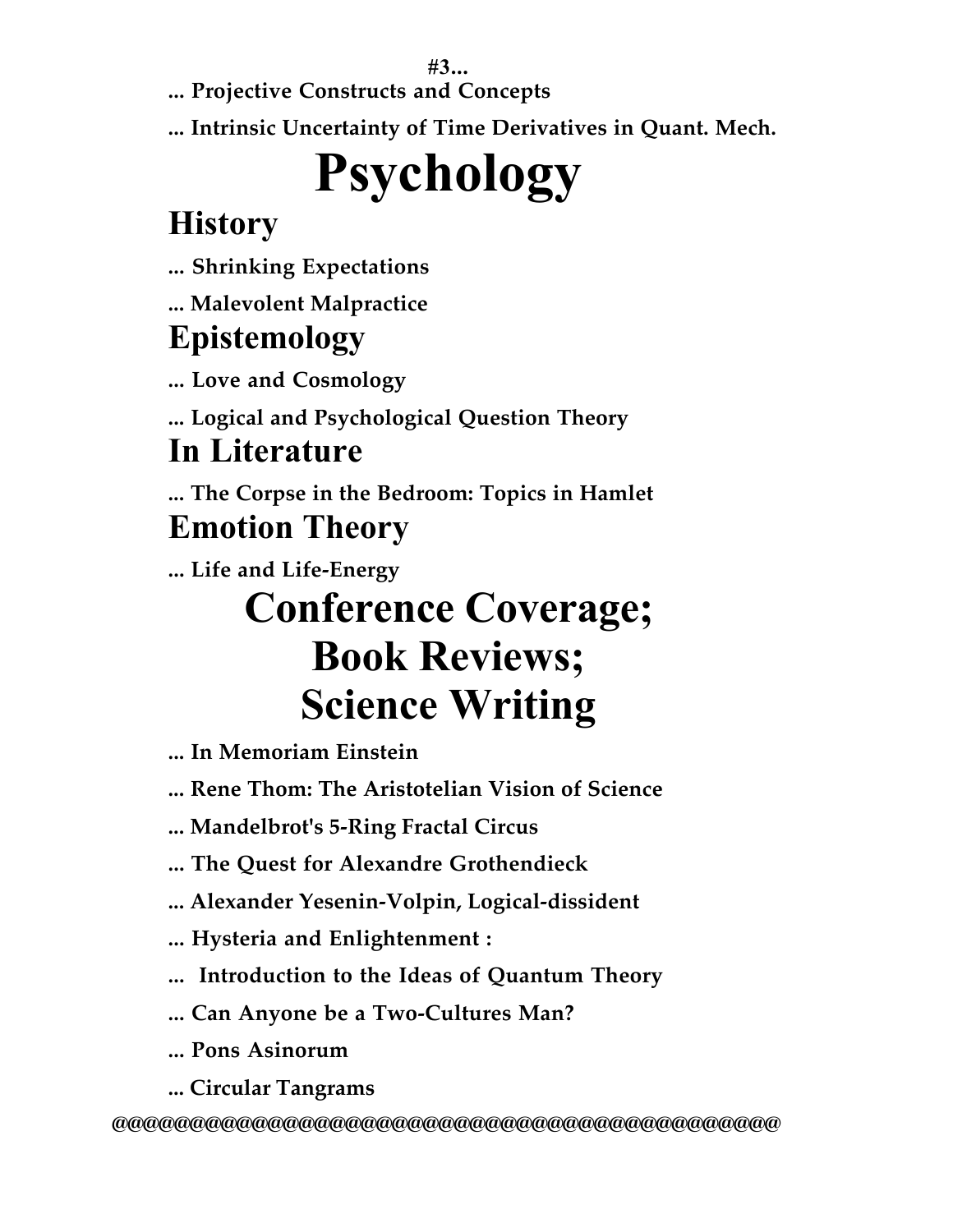**#3...**

**... Projective Constructs and Concepts**

**... Intrinsic Uncertainty of Time Derivatives in Quant. Mech.**

# Psychology

## History

**... Shrinking Expectations**

**... Malevolent Malpractice**

## Epistemology

**... Love and Cosmology**

**... Logical and Psychological Question Theory**

## In Literature

**... The Corpse in the Bedroom: Topics in Hamlet**

## Emotion Theory

**... Life and Life-Energy**

# Conference Coverage; Book Reviews; Science Writing

**... In Memoriam Einstein**

**... Rene Thom: The Aristotelian Vision of Science**

**... Mandelbrot's 5-Ring Fractal Circus**

**... The Quest for Alexandre Grothendieck**

**... Alexander Yesenin-Volpin, Logical-dissident**

**... Hysteria and Enlightenment :**

**... Introduction to the Ideas of Quantum Theory**

**... Can Anyone be a Two-Cultures Man?**

**... Pons Asinorum**

**... Circular Tangrams**

@@@@@@@@@@@@@@@@@@@@@@@@@@@@@@@@@@@@@@@@@@@@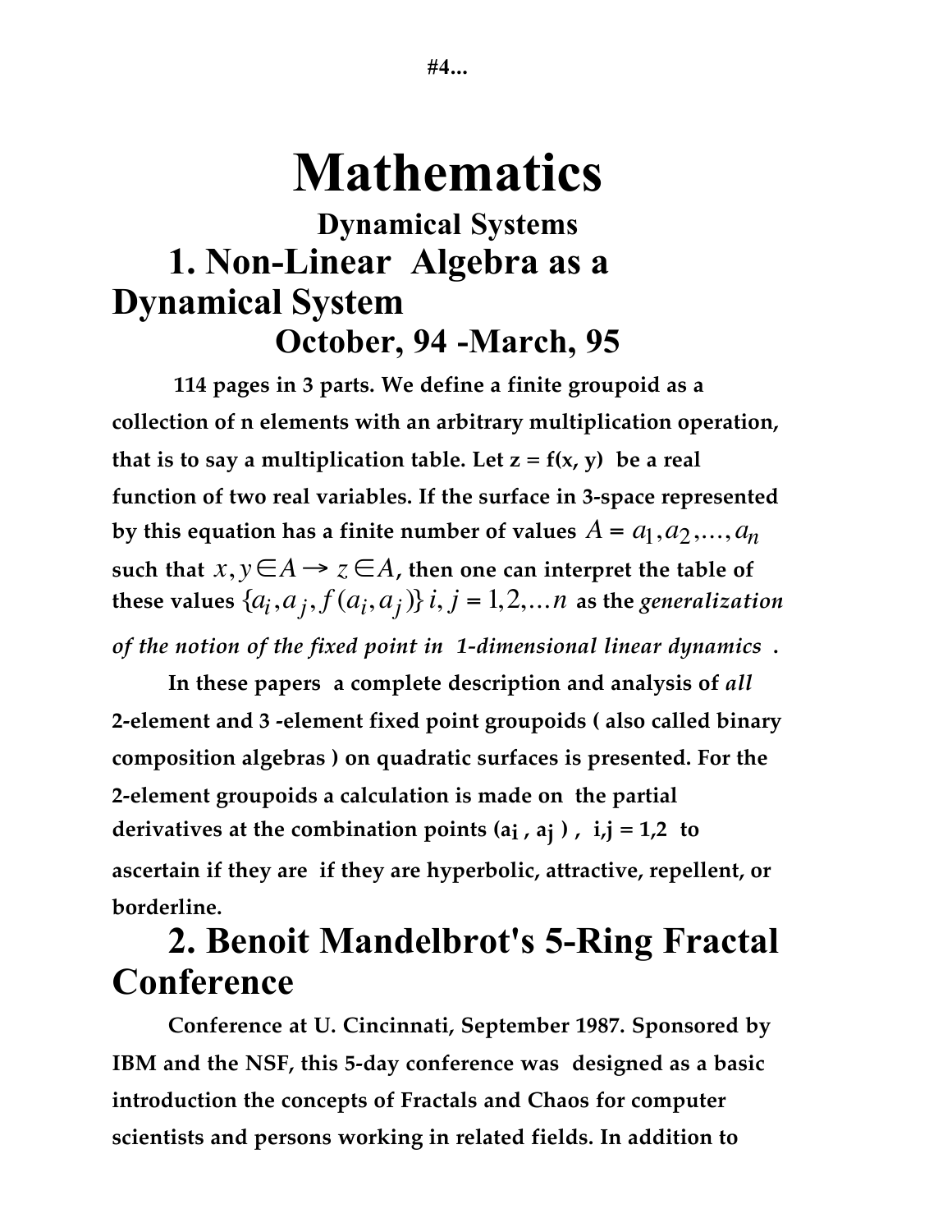#4...

# Mathematics

### Dynamical Systems

## 1. Non-Linear Algebra as a Dynamical System

### October, 94 -March, 95

**114 pages in 3 parts. We define a finite groupoid as a collection of n elements with an arbitrary multiplication operation, that is to say a multiplication table. Let z = f(x, y) be a real function of two real variables. If the surface in 3-space represented by this equation has a finite number of values $A = a_1, a_2, \ldots, a_n$ such that $x, y \in A \rightarrow z \in A$, then one can interpret the table of these values $\{a_i, a_j, f(a_i, a_j)\}\ i, j = 1, 2, \ldots n$ as the *generalization of the notion of the fixed point in 1-dimensional linear dynamics* .**

**In these papers a complete description and analysis of *all* 2-element and 3 -element fixed point groupoids ( also called binary composition algebras ) on quadratic surfaces is presented. For the 2-element groupoids a calculation is made on the partial derivatives at the combination points ($a_i$ , $a_j$ ) , i,j = 1,2 to ascertain if they are if they are hyperbolic, attractive, repellent, or borderline.**

## 2. Benoit Mandelbrot's 5-Ring Fractal Conference

**Conference at U. Cincinnati, September 1987. Sponsored by IBM and the NSF, this 5-day conference was designed as a basic introduction the concepts of Fractals and Chaos for computer scientists and persons working in related fields. In addition to**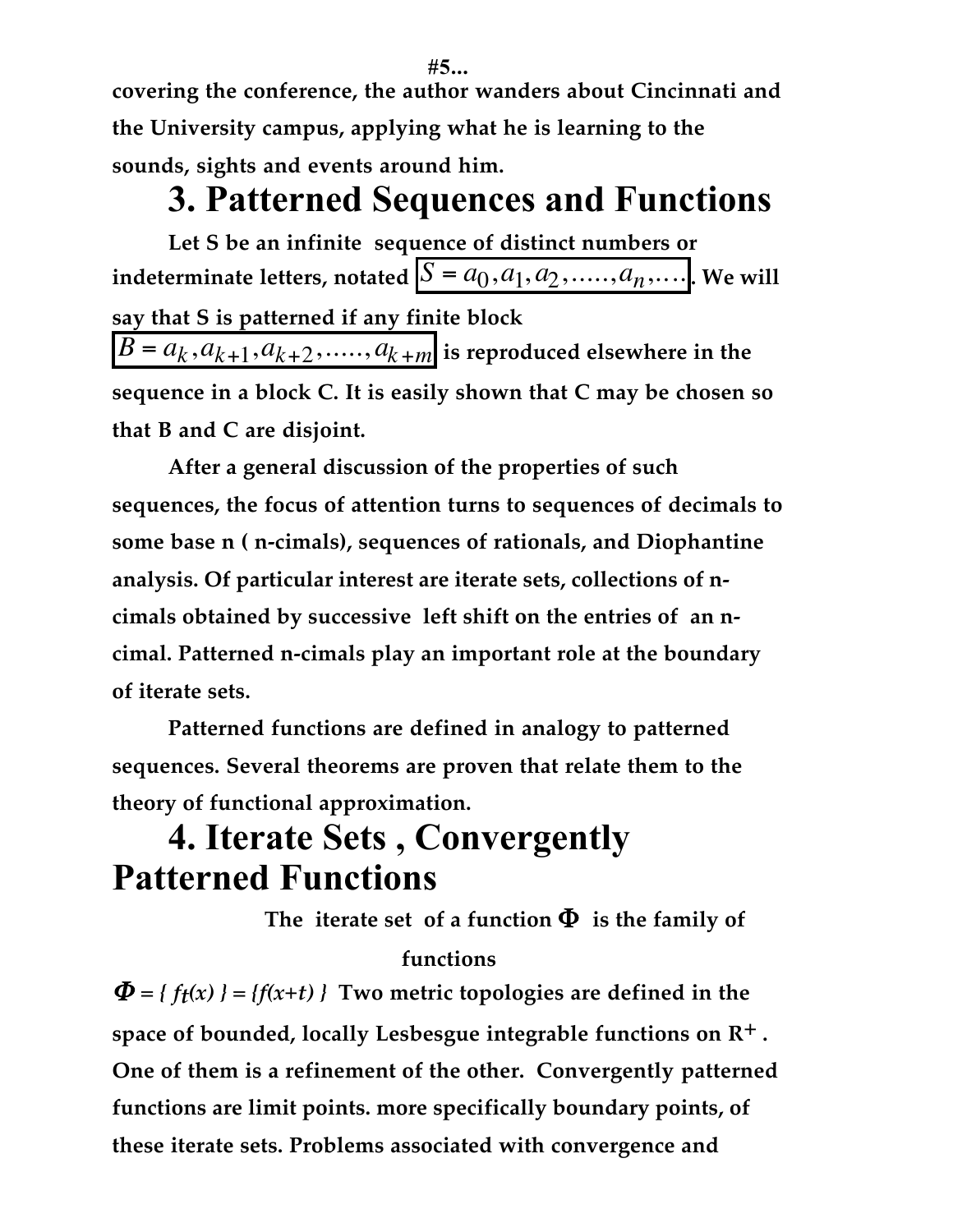covering the conference, the author wanders about Cincinnati and the University campus, applying what he is learning to the sounds, sights and events around him.

## 3. Patterned Sequences and Functions

Let S be an infinite sequence of distinct numbers or indeterminate letters, notated $S = a_0, a_1, a_2, \ldots\ldots, a_n, \ldots$. We will say that S is patterned if any finite block $B = a_k, a_{k+1}, a_{k+2}, \ldots\ldots, a_{k+m}$ is reproduced elsewhere in the sequence in a block C. It is easily shown that C may be chosen so that B and C are disjoint.

After a general discussion of the properties of such sequences, the focus of attention turns to sequences of decimals to some base n ( n-cimals), sequences of rationals, and Diophantine analysis. Of particular interest are iterate sets, collections of n-cimals obtained by successive left shift on the entries of an n-cimal. Patterned n-cimals play an important role at the boundary of iterate sets.

Patterned functions are defined in analogy to patterned sequences. Several theorems are proven that relate them to the theory of functional approximation.

## 4. Iterate Sets , Convergently Patterned Functions

The iterate set of a function $\Phi$ is the family of functions

$\Phi = \{ f_t(x) \} = \{f(x+t) \}$ Two metric topologies are defined in the space of bounded, locally Lesbesgue integrable functions on $R^+$. One of them is a refinement of the other. Convergently patterned functions are limit points. more specifically boundary points, of these iterate sets. Problems associated with convergence and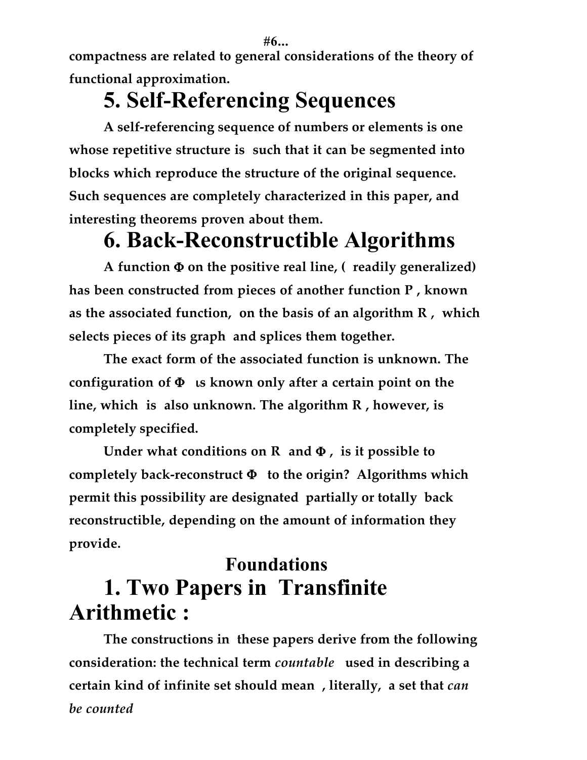compactness are related to general considerations of the theory of functional approximation.

## 5. Self-Referencing Sequences

A self-referencing sequence of numbers or elements is one whose repetitive structure is such that it can be segmented into blocks which reproduce the structure of the original sequence. Such sequences are completely characterized in this paper, and interesting theorems proven about them.

## 6. Back-Reconstructible Algorithms

A function $\Phi$ on the positive real line, ( readily generalized) has been constructed from pieces of another function P , known as the associated function, on the basis of an algorithm R , which selects pieces of its graph and splices them together.

The exact form of the associated function is unknown. The configuration of $\Phi$ ιs known only after a certain point on the line, which is also unknown. The algorithm R , however, is completely specified.

Under what conditions on R and $\Phi$ , is it possible to completely back-reconstruct $\Phi$ to the origin? Algorithms which permit this possibility are designated partially or totally back reconstructible, depending on the amount of information they provide.

# Foundations

## 1. Two Papers in Transfinite Arithmetic :

The constructions in these papers derive from the following consideration: the technical term *countable* used in describing a certain kind of infinite set should mean , literally, a set that *can be counted*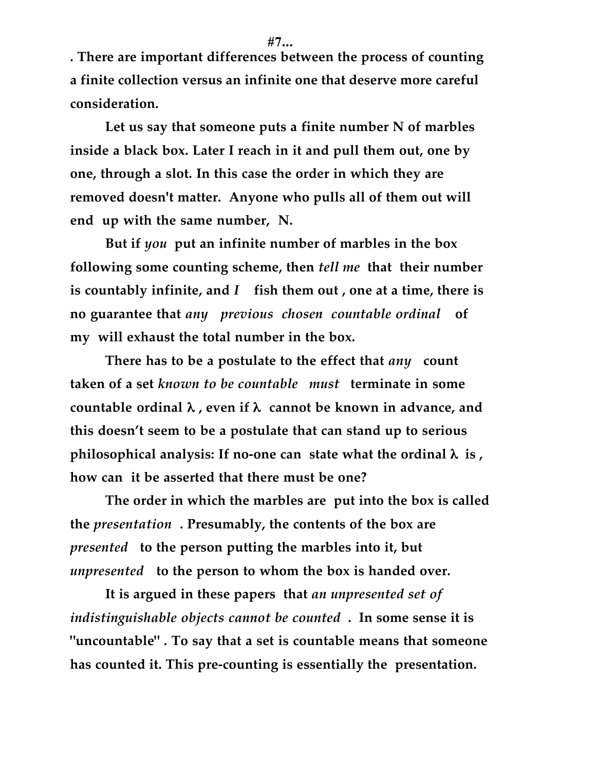**#7...**

**. There are important differences between the process of counting a finite collection versus an infinite one that deserve more careful consideration.**

**Let us say that someone puts a finite number N of marbles inside a black box. Later I reach in it and pull them out, one by one, through a slot. In this case the order in which they are removed doesn't matter. Anyone who pulls all of them out will end up with the same number, N.**

**But if *you* put an infinite number of marbles in the box following some counting scheme, then *tell me* that their number is countably infinite, and *I* fish them out , one at a time, there is no guarantee that *any previous chosen countable ordinal* of my will exhaust the total number in the box.**

**There has to be a postulate to the effect that *any* count taken of a set *known to be countable must* terminate in some countable ordinal $\lambda$ , even if $\lambda$ cannot be known in advance, and this doesn't seem to be a postulate that can stand up to serious philosophical analysis: If no-one can state what the ordinal $\lambda$ is , how can it be asserted that there must be one?**

**The order in which the marbles are put into the box is called the *presentation* . Presumably, the contents of the box are *presented* to the person putting the marbles into it, but *unpresented* to the person to whom the box is handed over.**

**It is argued in these papers that *an unpresented set of indistinguishable objects cannot be counted* . In some sense it is "uncountable" . To say that a set is countable means that someone has counted it. This pre-counting is essentially the presentation.**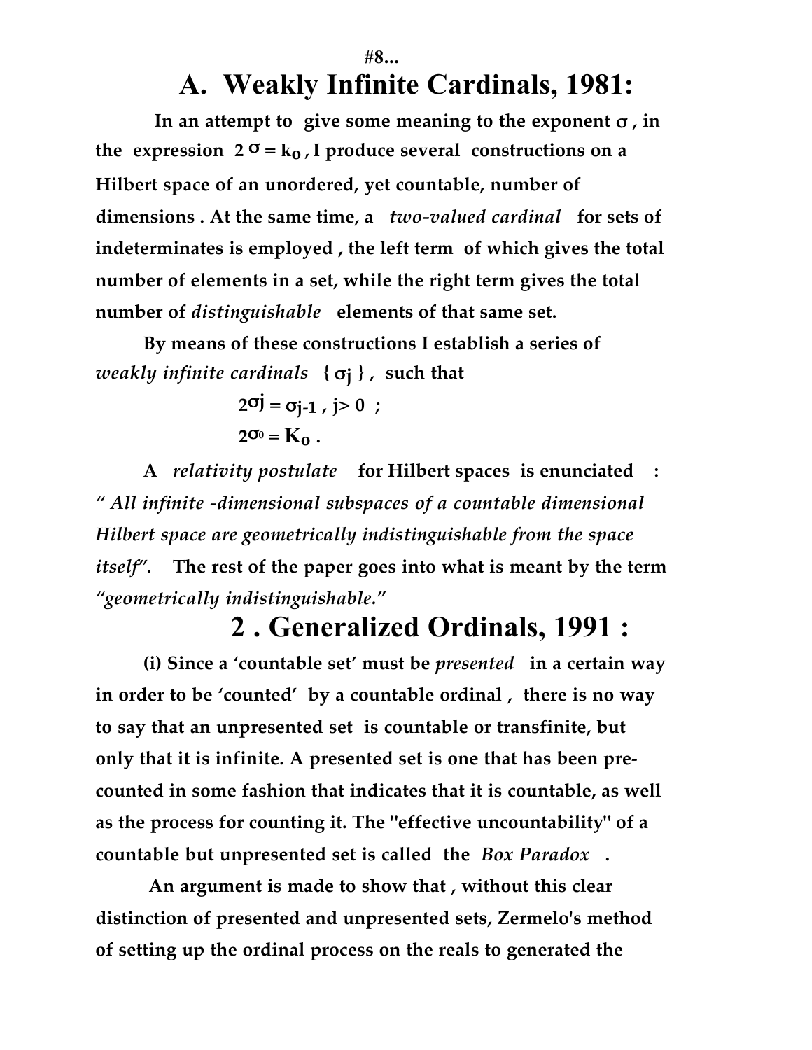#8...

# A. Weakly Infinite Cardinals, 1981:

**In an attempt to give some meaning to the exponent $\sigma$, in the expression $2^{\sigma} = k_0$, I produce several constructions on a Hilbert space of an unordered, yet countable, number of dimensions. At the same time, a *two-valued cardinal* for sets of indeterminates is employed, the left term of which gives the total number of elements in a set, while the right term gives the total number of *distinguishable* elements of that same set.**

**By means of these constructions I establish a series of *weakly infinite cardinals* $\{\sigma_j\}$, such that**

$$2^{\sigma_j} = \sigma_{j-1}, \; j > 0 \;;$$

$$2^{\sigma_0} = K_0 \;.$$

**A *relativity postulate* for Hilbert spaces is enunciated : *" All infinite -dimensional subspaces of a countable dimensional Hilbert space are geometrically indistinguishable from the space itself".* The rest of the paper goes into what is meant by the term *"geometrically indistinguishable."***

# 2 . Generalized Ordinals, 1991 :

**(i) Since a 'countable set' must be *presented* in a certain way in order to be 'counted' by a countable ordinal, there is no way to say that an unpresented set is countable or transfinite, but only that it is infinite. A presented set is one that has been pre-counted in some fashion that indicates that it is countable, as well as the process for counting it. The "effective uncountability" of a countable but unpresented set is called the *Box Paradox* .**

**An argument is made to show that , without this clear distinction of presented and unpresented sets, Zermelo's method of setting up the ordinal process on the reals to generated the**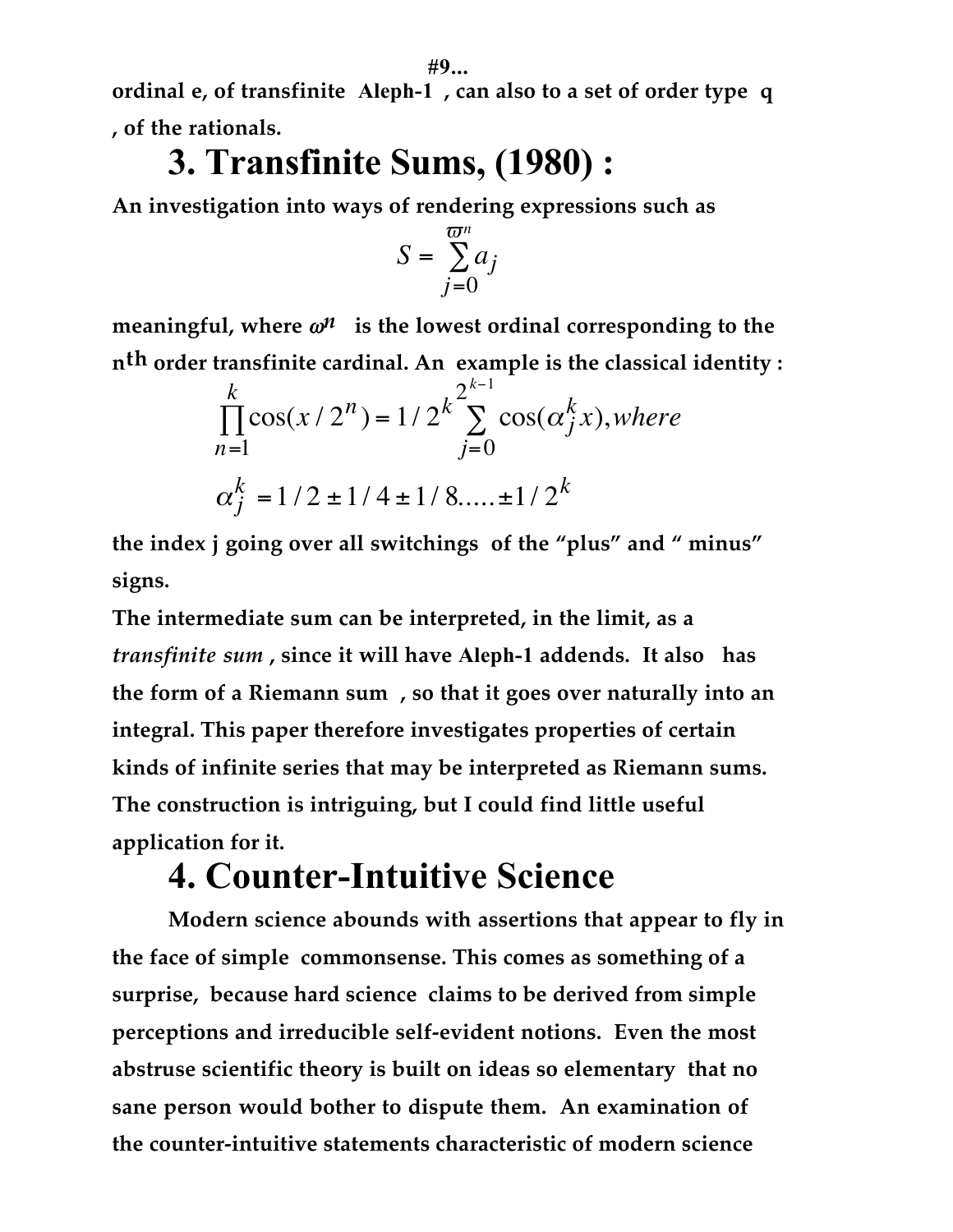ordinal e, of transfinite Aleph-1 , can also to a set of order type q , of the rationals.

## 3. Transfinite Sums, (1980) :

An investigation into ways of rendering expressions such as

$$S = \sum_{j=0}^{\varpi^n} a_j$$

meaningful, where $\omega^n$ is the lowest ordinal corresponding to the $n^{th}$ order transfinite cardinal. An example is the classical identity :

$$\prod_{n=1}^{k} \cos(x/2^n) = 1/2^k \sum_{j=0}^{2^{k-1}} \cos(\alpha_j^k x), where$$

$$\alpha_j^k = 1/2 \pm 1/4 \pm 1/8 ..... \pm 1/2^k$$

the index j going over all switchings of the "plus" and " minus" signs.

The intermediate sum can be interpreted, in the limit, as a *transfinite sum* , since it will have Aleph-1 addends. It also has the form of a Riemann sum , so that it goes over naturally into an integral. This paper therefore investigates properties of certain kinds of infinite series that may be interpreted as Riemann sums. The construction is intriguing, but I could find little useful application for it.

## 4. Counter-Intuitive Science

Modern science abounds with assertions that appear to fly in the face of simple commonsense. This comes as something of a surprise, because hard science claims to be derived from simple perceptions and irreducible self-evident notions. Even the most abstruse scientific theory is built on ideas so elementary that no sane person would bother to dispute them. An examination of the counter-intuitive statements characteristic of modern science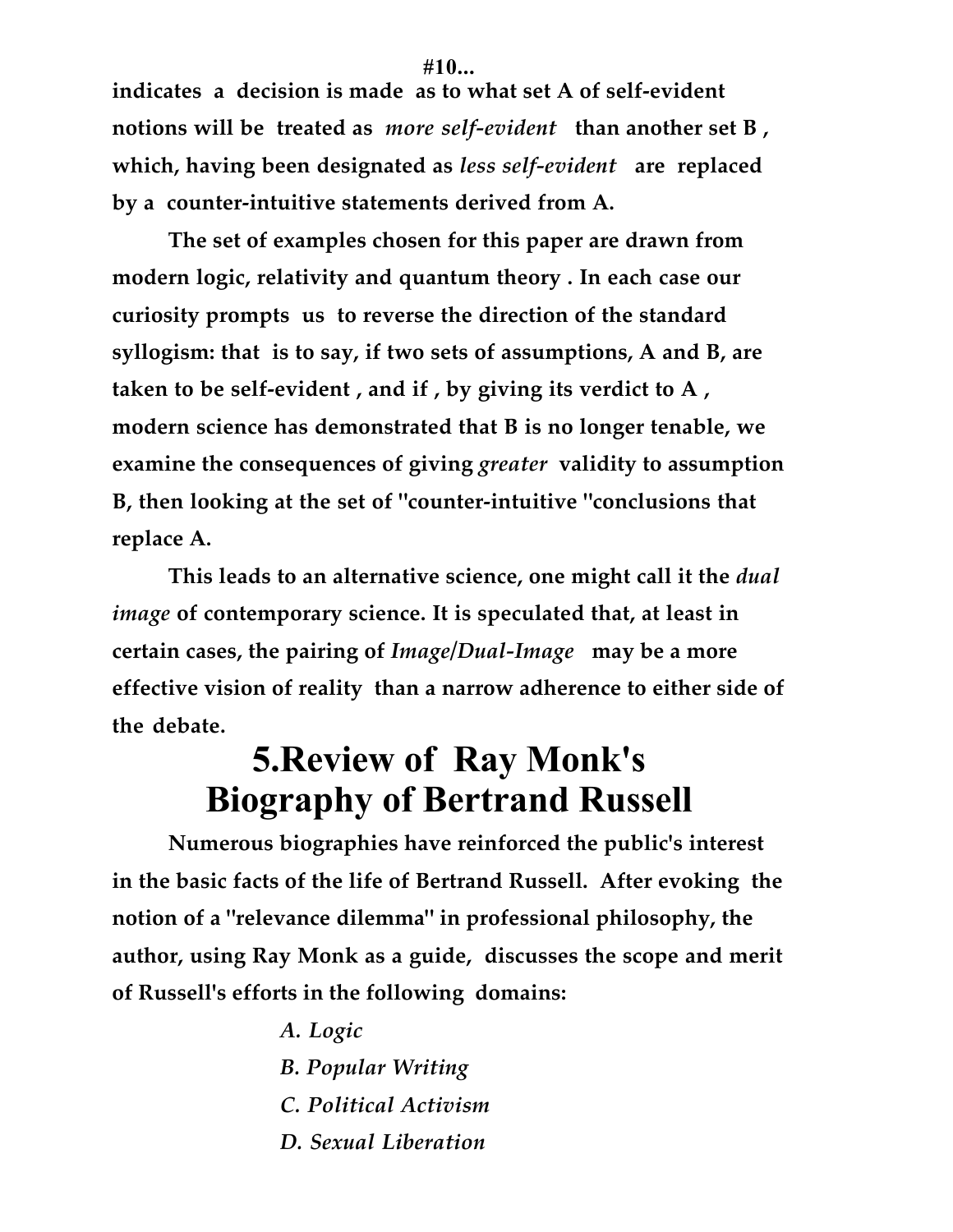indicates a decision is made as to what set A of self-evident notions will be treated as *more self-evident* than another set B , which, having been designated as *less self-evident* are replaced by a counter-intuitive statements derived from A.

The set of examples chosen for this paper are drawn from modern logic, relativity and quantum theory . In each case our curiosity prompts us to reverse the direction of the standard syllogism: that is to say, if two sets of assumptions, A and B, are taken to be self-evident , and if , by giving its verdict to A , modern science has demonstrated that B is no longer tenable, we examine the consequences of giving *greater* validity to assumption B, then looking at the set of "counter-intuitive "conclusions that replace A.

This leads to an alternative science, one might call it the *dual image* of contemporary science. It is speculated that, at least in certain cases, the pairing of *Image/Dual-Image* may be a more effective vision of reality than a narrow adherence to either side of the debate.

# 5.Review of Ray Monk's Biography of Bertrand Russell

Numerous biographies have reinforced the public's interest in the basic facts of the life of Bertrand Russell. After evoking the notion of a "relevance dilemma" in professional philosophy, the author, using Ray Monk as a guide, discusses the scope and merit of Russell's efforts in the following domains:

*A. Logic*
*B. Popular Writing*
*C. Political Activism*
*D. Sexual Liberation*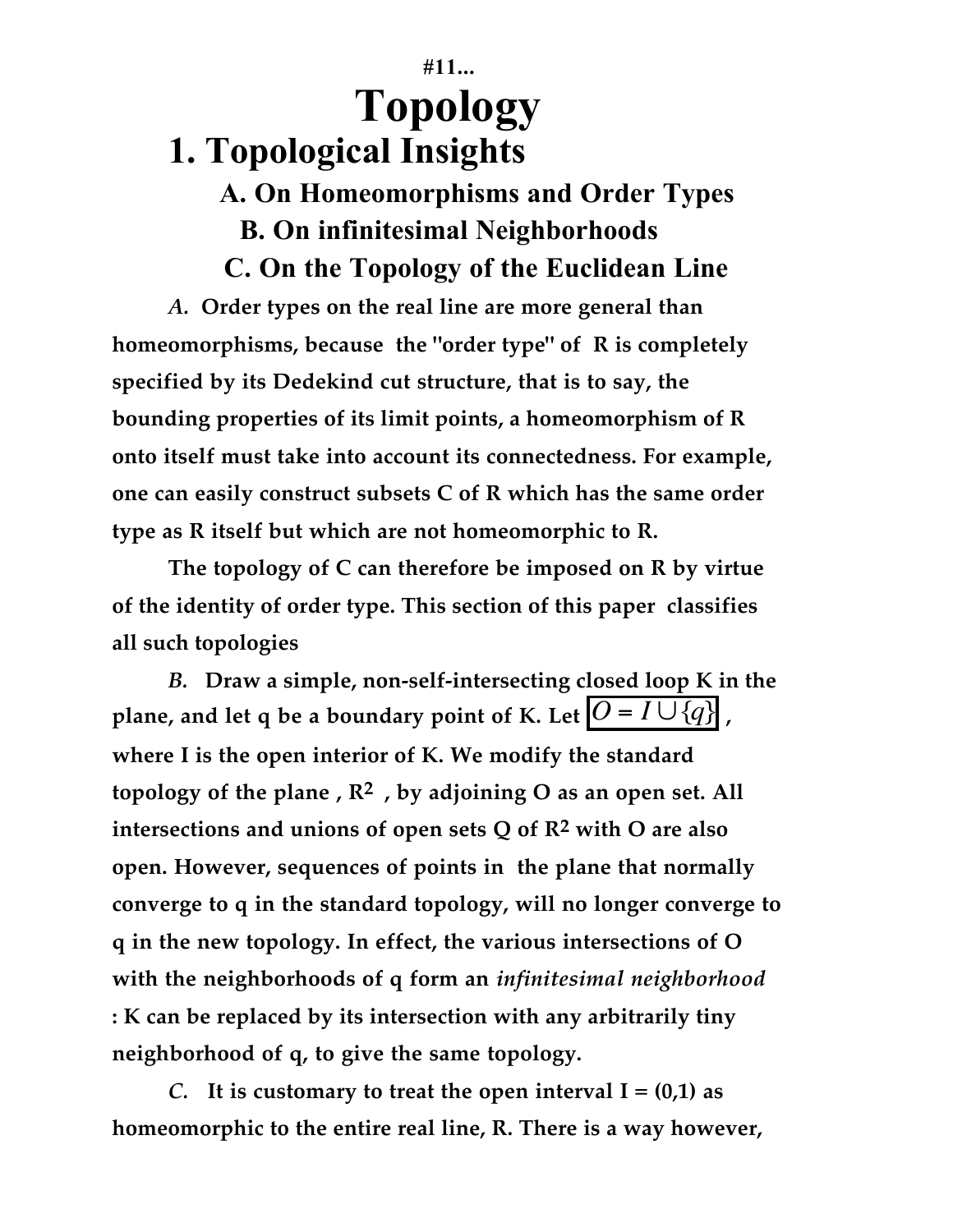**#11...**

# Topology

## 1. Topological Insights

### A. On Homeomorphisms and Order Types

### B. On infinitesimal Neighborhoods

### C. On the Topology of the Euclidean Line

*A.* **Order types on the real line are more general than homeomorphisms, because the "order type" of R is completely specified by its Dedekind cut structure, that is to say, the bounding properties of its limit points, a homeomorphism of R onto itself must take into account its connectedness. For example, one can easily construct subsets C of R which has the same order type as R itself but which are not homeomorphic to R.**

**The topology of C can therefore be imposed on R by virtue of the identity of order type. This section of this paper classifies all such topologies**

*B.* **Draw a simple, non-self-intersecting closed loop K in the plane, and let q be a boundary point of K. Let $O = I \cup \{q\}$, where I is the open interior of K. We modify the standard topology of the plane, $R^2$, by adjoining O as an open set. All intersections and unions of open sets Q of $R^2$ with O are also open. However, sequences of points in the plane that normally converge to q in the standard topology, will no longer converge to q in the new topology. In effect, the various intersections of O with the neighborhoods of q form an *infinitesimal neighborhood* : K can be replaced by its intersection with any arbitrarily tiny neighborhood of q, to give the same topology.**

*C.* **It is customary to treat the open interval I = (0,1) as homeomorphic to the entire real line, R. There is a way however,**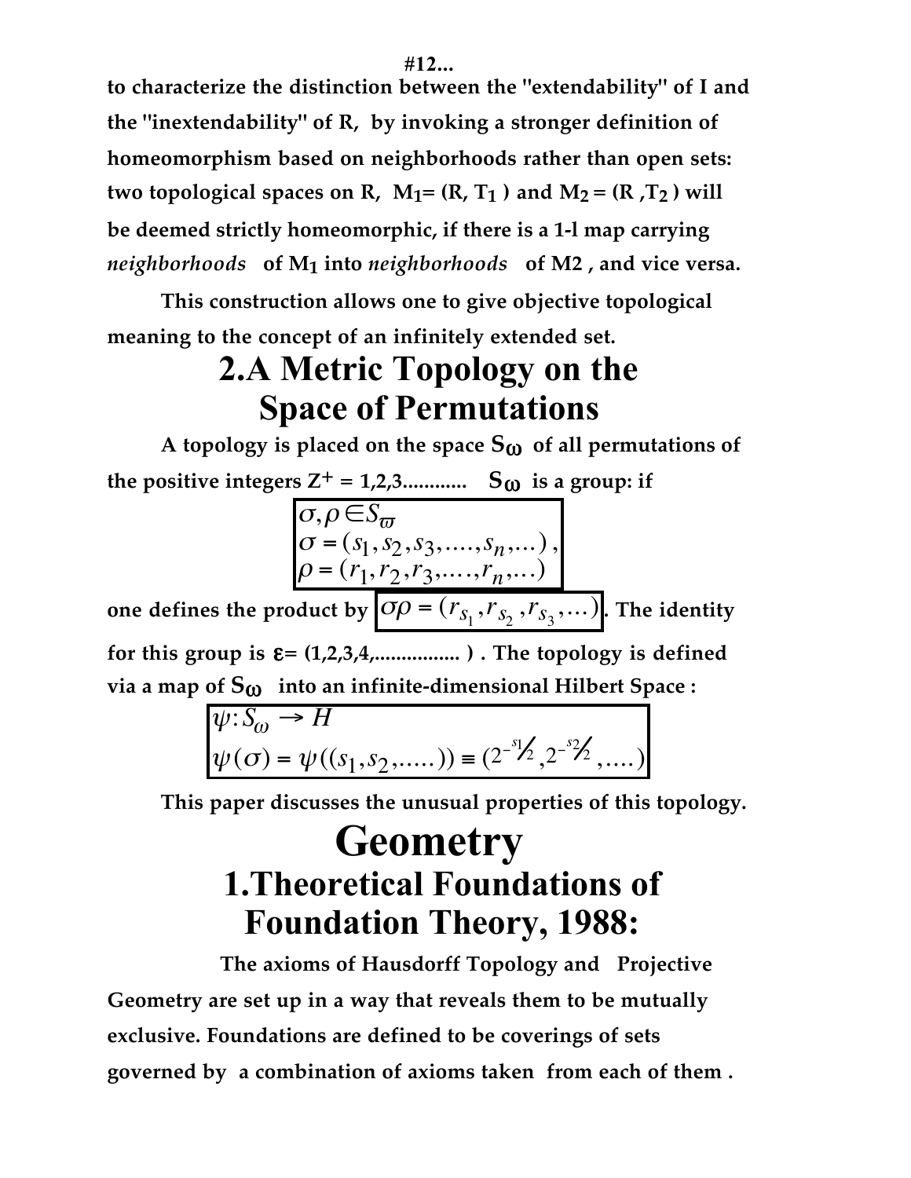#12...

to characterize the distinction between the "extendability" of I and the "inextendability" of R, by invoking a stronger definition of homeomorphism based on neighborhoods rather than open sets: two topological spaces on R, $M_1 = (R, T_1)$ and $M_2 = (R, T_2)$ will be deemed strictly homeomorphic, if there is a 1-l map carrying *neighborhoods* of $M_1$ into *neighborhoods* of M2 , and vice versa.

This construction allows one to give objective topological meaning to the concept of an infinitely extended set.

# 2.A Metric Topology on the Space of Permutations

A topology is placed on the space $S_\omega$ of all permutations of the positive integers $Z^+ = 1,2,3$............ $S_\omega$ is a group: if

$$\begin{array}{l} \sigma,\rho \in S_\varpi \\ \sigma = (s_1, s_2, s_3, ...., s_n, ...), \\ \rho = (r_1, r_2, r_3, ...., r_n, ...) \end{array}$$

one defines the product by $\sigma\rho = (r_{s_1}, r_{s_2}, r_{s_3}, ...)$. The identity for this group is $\varepsilon = (1,2,3,4,$................ ) . The topology is defined via a map of $S_\omega$ into an infinite-dimensional Hilbert Space :

$$\begin{array}{l} \psi : S_\omega \to H \\ \psi(\sigma) = \psi((s_1, s_2, .....)) \equiv (2^{-s_1/2}, 2^{-s_2/2}, ....) \end{array}$$

This paper discusses the unusual properties of this topology.

# Geometry

## 1.Theoretical Foundations of Foundation Theory, 1988:

The axioms of Hausdorff Topology and Projective Geometry are set up in a way that reveals them to be mutually exclusive. Foundations are defined to be coverings of sets governed by a combination of axioms taken from each of them .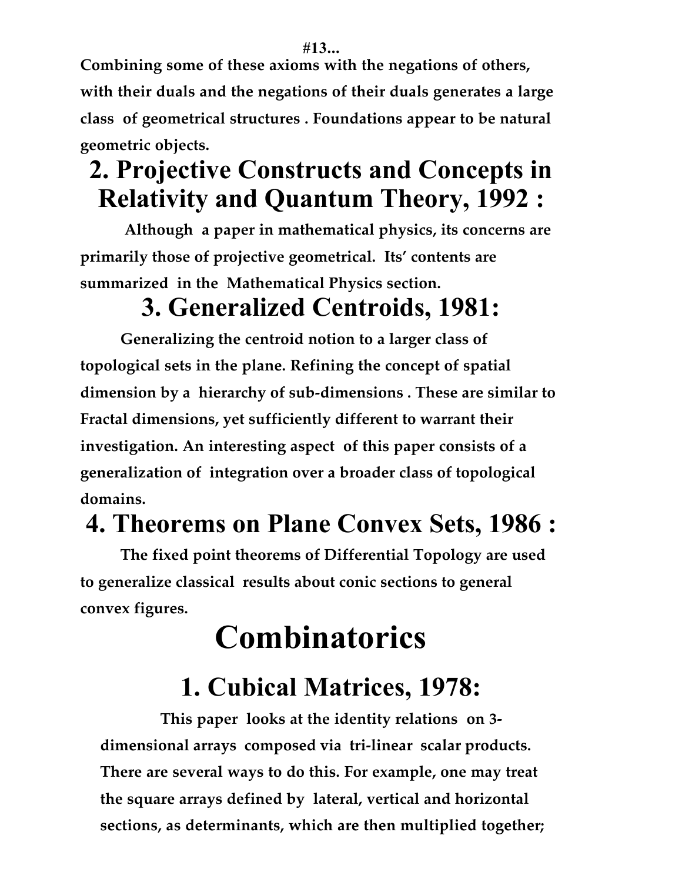Combining some of these axioms with the negations of others, with their duals and the negations of their duals generates a large class of geometrical structures . Foundations appear to be natural geometric objects.

## 2. Projective Constructs and Concepts in Relativity and Quantum Theory, 1992 :

Although a paper in mathematical physics, its concerns are primarily those of projective geometrical. Its' contents are summarized in the Mathematical Physics section.

## 3. Generalized Centroids, 1981:

Generalizing the centroid notion to a larger class of topological sets in the plane. Refining the concept of spatial dimension by a hierarchy of sub-dimensions . These are similar to Fractal dimensions, yet sufficiently different to warrant their investigation. An interesting aspect of this paper consists of a generalization of integration over a broader class of topological domains.

## 4. Theorems on Plane Convex Sets, 1986 :

The fixed point theorems of Differential Topology are used to generalize classical results about conic sections to general convex figures.

# Combinatorics

## 1. Cubical Matrices, 1978:

This paper looks at the identity relations on 3-dimensional arrays composed via tri-linear scalar products. There are several ways to do this. For example, one may treat the square arrays defined by lateral, vertical and horizontal sections, as determinants, which are then multiplied together;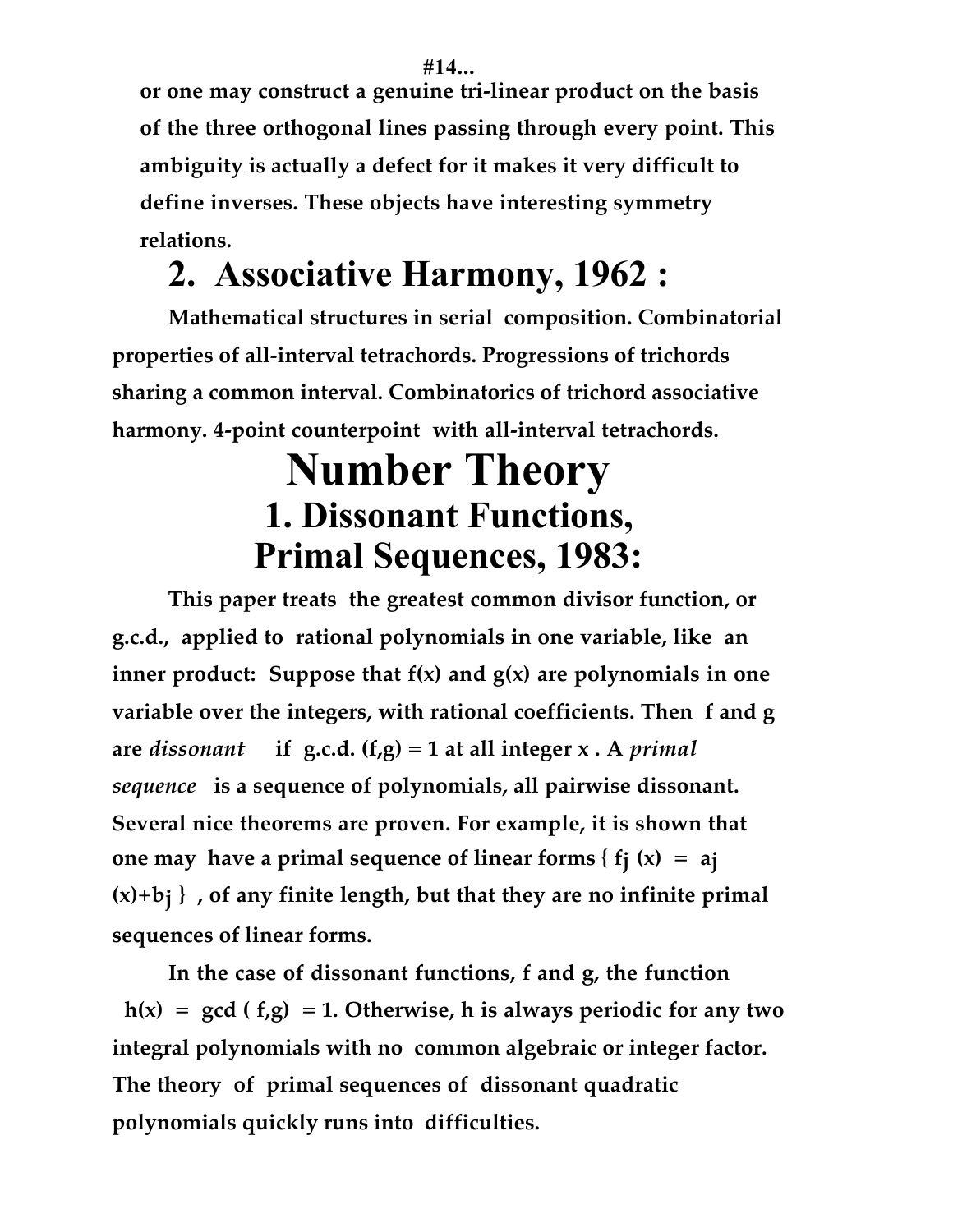or one may construct a genuine tri-linear product on the basis of the three orthogonal lines passing through every point. This ambiguity is actually a defect for it makes it very difficult to define inverses. These objects have interesting symmetry relations.

## 2. Associative Harmony, 1962 :

Mathematical structures in serial composition. Combinatorial properties of all-interval tetrachords. Progressions of trichords sharing a common interval. Combinatorics of trichord associative harmony. 4-point counterpoint with all-interval tetrachords.

# Number Theory

## 1. Dissonant Functions, Primal Sequences, 1983:

This paper treats the greatest common divisor function, or g.c.d., applied to rational polynomials in one variable, like an inner product: Suppose that $f(x)$ and $g(x)$ are polynomials in one variable over the integers, with rational coefficients. Then f and g are *dissonant* if g.c.d. $(f,g) = 1$ at all integer x . A *primal sequence* is a sequence of polynomials, all pairwise dissonant. Several nice theorems are proven. For example, it is shown that one may have a primal sequence of linear forms $\{ f_j (x) = a_j (x)+b_j \}$ , of any finite length, but that they are no infinite primal sequences of linear forms.

In the case of dissonant functions, f and g, the function $h(x) = \gcd(f,g) = 1$. Otherwise, h is always periodic for any two integral polynomials with no common algebraic or integer factor. The theory of primal sequences of dissonant quadratic polynomials quickly runs into difficulties.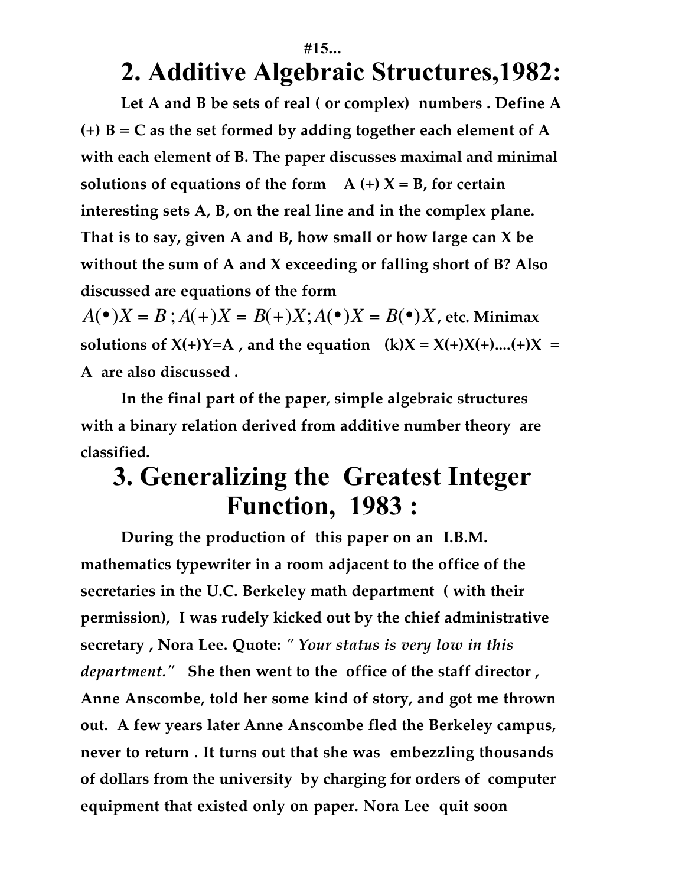#15...

# 2. Additive Algebraic Structures,1982:

**Let A and B be sets of real ( or complex) numbers . Define A (+) B = C as the set formed by adding together each element of A with each element of B. The paper discusses maximal and minimal solutions of equations of the form A (+) X = B, for certain interesting sets A, B, on the real line and in the complex plane. That is to say, given A and B, how small or how large can X be without the sum of A and X exceeding or falling short of B? Also discussed are equations of the form**

$A(\bullet)X = B$ ; $A(+)X = B(+)X$; $A(\bullet)X = B(\bullet)X$, **etc. Minimax solutions of X(+)Y=A , and the equation (k)X = X(+)X(+)....(+)X = A are also discussed .**

**In the final part of the paper, simple algebraic structures with a binary relation derived from additive number theory are classified.**

# 3. Generalizing the Greatest Integer Function, 1983 :

**During the production of this paper on an I.B.M. mathematics typewriter in a room adjacent to the office of the secretaries in the U.C. Berkeley math department ( with their permission), I was rudely kicked out by the chief administrative secretary , Nora Lee. Quote:** *" Your status is very low in this department."* **She then went to the office of the staff director , Anne Anscombe, told her some kind of story, and got me thrown out. A few years later Anne Anscombe fled the Berkeley campus, never to return . It turns out that she was embezzling thousands of dollars from the university by charging for orders of computer equipment that existed only on paper. Nora Lee quit soon**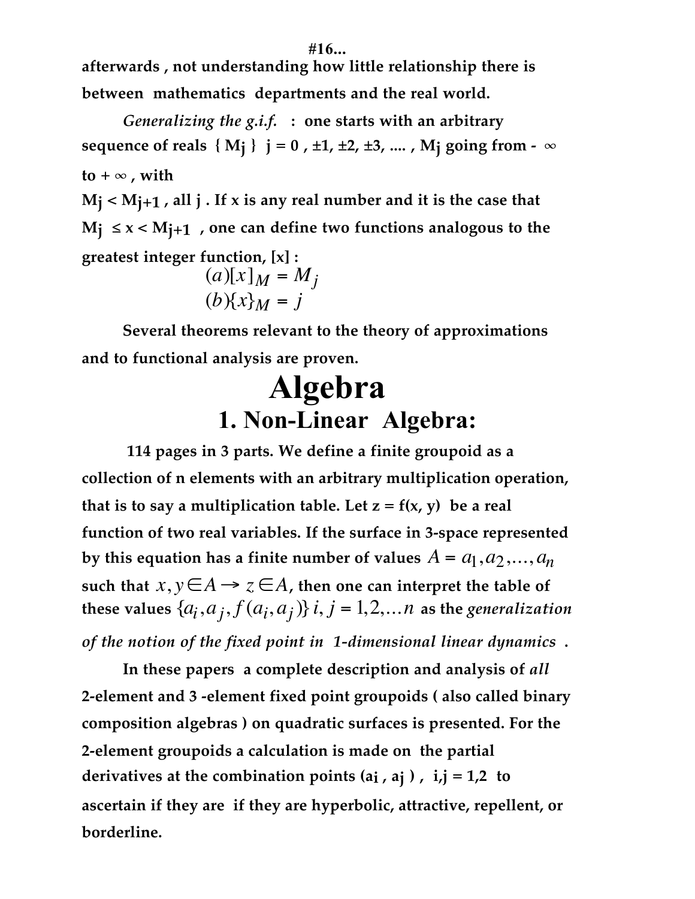afterwards , not understanding how little relationship there is between mathematics departments and the real world.

*Generalizing the g.i.f.* : one starts with an arbitrary sequence of reals $\{ M_j \}$ $j = 0 , \pm1, \pm2, \pm3, .... ,$ $M_j$ going from $-\infty$ to $+\infty$ , with

$M_j < M_{j+1}$ , all j . If x is any real number and it is the case that $M_j \leq x < M_{j+1}$ , one can define two functions analogous to the greatest integer function, $[x]$ :

$$(a)[x]_M = M_j$$
$$(b)\{x\}_M = j$$

Several theorems relevant to the theory of approximations and to functional analysis are proven.

# Algebra

## 1. Non-Linear Algebra:

114 pages in 3 parts. We define a finite groupoid as a collection of n elements with an arbitrary multiplication operation, that is to say a multiplication table. Let $z = f(x, y)$ be a real function of two real variables. If the surface in 3-space represented by this equation has a finite number of values $A = a_1, a_2, ..., a_n$ such that $x, y \in A \rightarrow z \in A$, then one can interpret the table of these values $\{a_i, a_j, f(a_i, a_j)\}$ $i, j = 1,2,...n$ as the *generalization of the notion of the fixed point in 1-dimensional linear dynamics* .

In these papers a complete description and analysis of *all* 2-element and 3 -element fixed point groupoids ( also called binary composition algebras ) on quadratic surfaces is presented. For the 2-element groupoids a calculation is made on the partial derivatives at the combination points $(a_i , a_j )$ , $i,j = 1,2$ to ascertain if they are if they are hyperbolic, attractive, repellent, or borderline.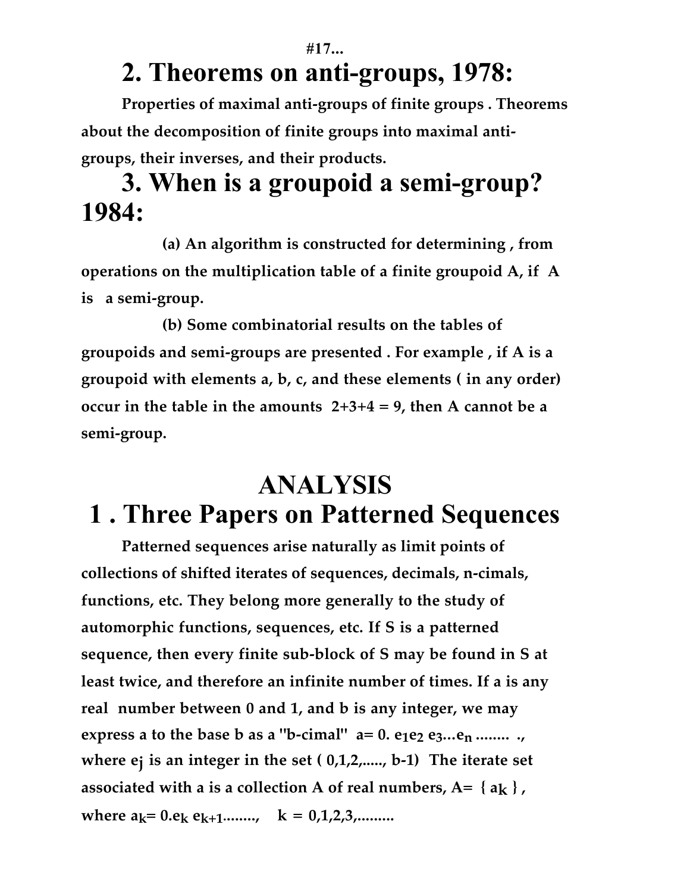**#17...**

## 2. Theorems on anti-groups, 1978:

**Properties of maximal anti-groups of finite groups . Theorems about the decomposition of finite groups into maximal anti-groups, their inverses, and their products.**

## 3. When is a groupoid a semi-group? 1984:

**(a) An algorithm is constructed for determining , from operations on the multiplication table of a finite groupoid A, if A is a semi-group.**

**(b) Some combinatorial results on the tables of groupoids and semi-groups are presented . For example , if A is a groupoid with elements a, b, c, and these elements ( in any order) occur in the table in the amounts 2+3+4 = 9, then A cannot be a semi-group.**

# ANALYSIS

## 1 . Three Papers on Patterned Sequences

**Patterned sequences arise naturally as limit points of collections of shifted iterates of sequences, decimals, n-cimals, functions, etc. They belong more generally to the study of automorphic functions, sequences, etc. If S is a patterned sequence, then every finite sub-block of S may be found in S at least twice, and therefore an infinite number of times. If a is any real number between 0 and 1, and b is any integer, we may express a to the base b as a "b-cimal" $a= 0. e_1 e_2 e_3 ... e_n ........$ ., where $e_j$ is an integer in the set ( 0,1,2,....., b-1) The iterate set associated with a is a collection A of real numbers, $A= \{ a_k \}$ , where $a_k= 0.e_k e_{k+1}........$, $k = 0,1,2,3,.........$**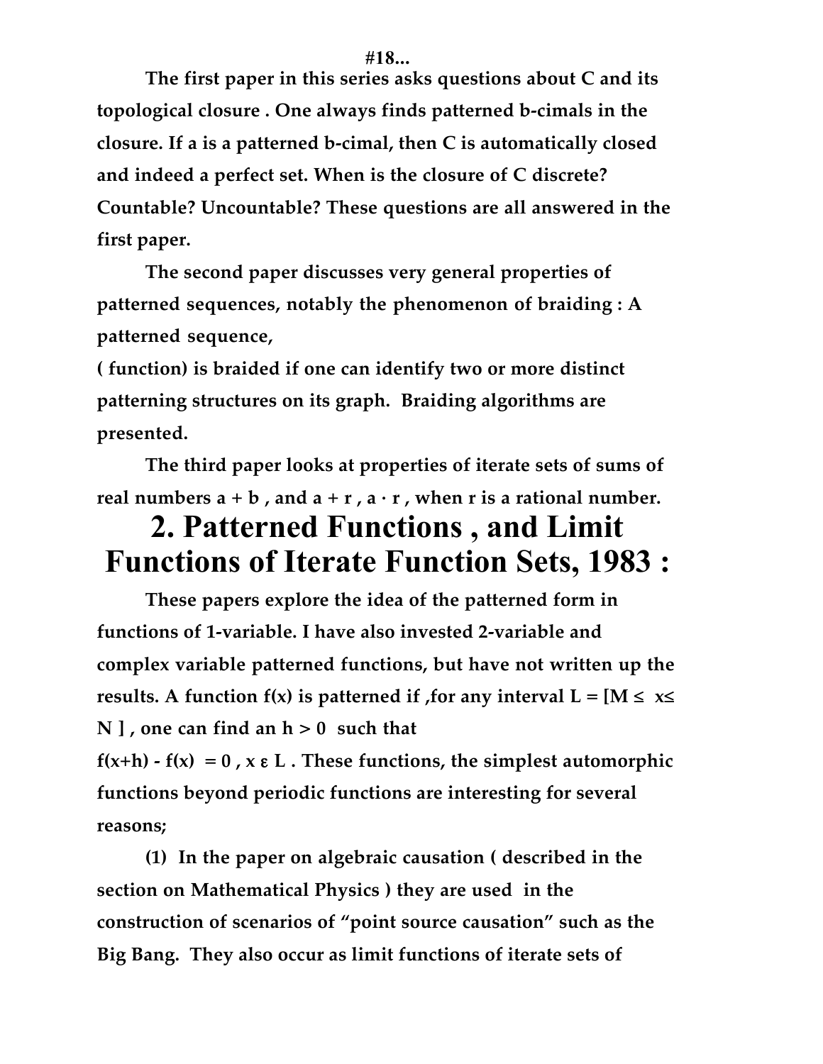#18...

The first paper in this series asks questions about C and its topological closure . One always finds patterned b-cimals in the closure. If a is a patterned b-cimal, then C is automatically closed and indeed a perfect set. When is the closure of C discrete? Countable? Uncountable? These questions are all answered in the first paper.

The second paper discusses very general properties of patterned sequences, notably the phenomenon of braiding : A patterned sequence, ( function) is braided if one can identify two or more distinct patterning structures on its graph. Braiding algorithms are presented.

The third paper looks at properties of iterate sets of sums of real numbers a + b , and a + r , a · r , when r is a rational number.

# 2. Patterned Functions , and Limit Functions of Iterate Function Sets, 1983 :

These papers explore the idea of the patterned form in functions of 1-variable. I have also invested 2-variable and complex variable patterned functions, but have not written up the results. A function f(x) is patterned if ,for any interval $L = [M \leq x \leq N]$ , one can find an $h > 0$ such that

$f(x+h) - f(x) = 0$ , $x \in L$ . These functions, the simplest automorphic functions beyond periodic functions are interesting for several reasons;

(1) In the paper on algebraic causation ( described in the section on Mathematical Physics ) they are used in the construction of scenarios of "point source causation" such as the Big Bang. They also occur as limit functions of iterate sets of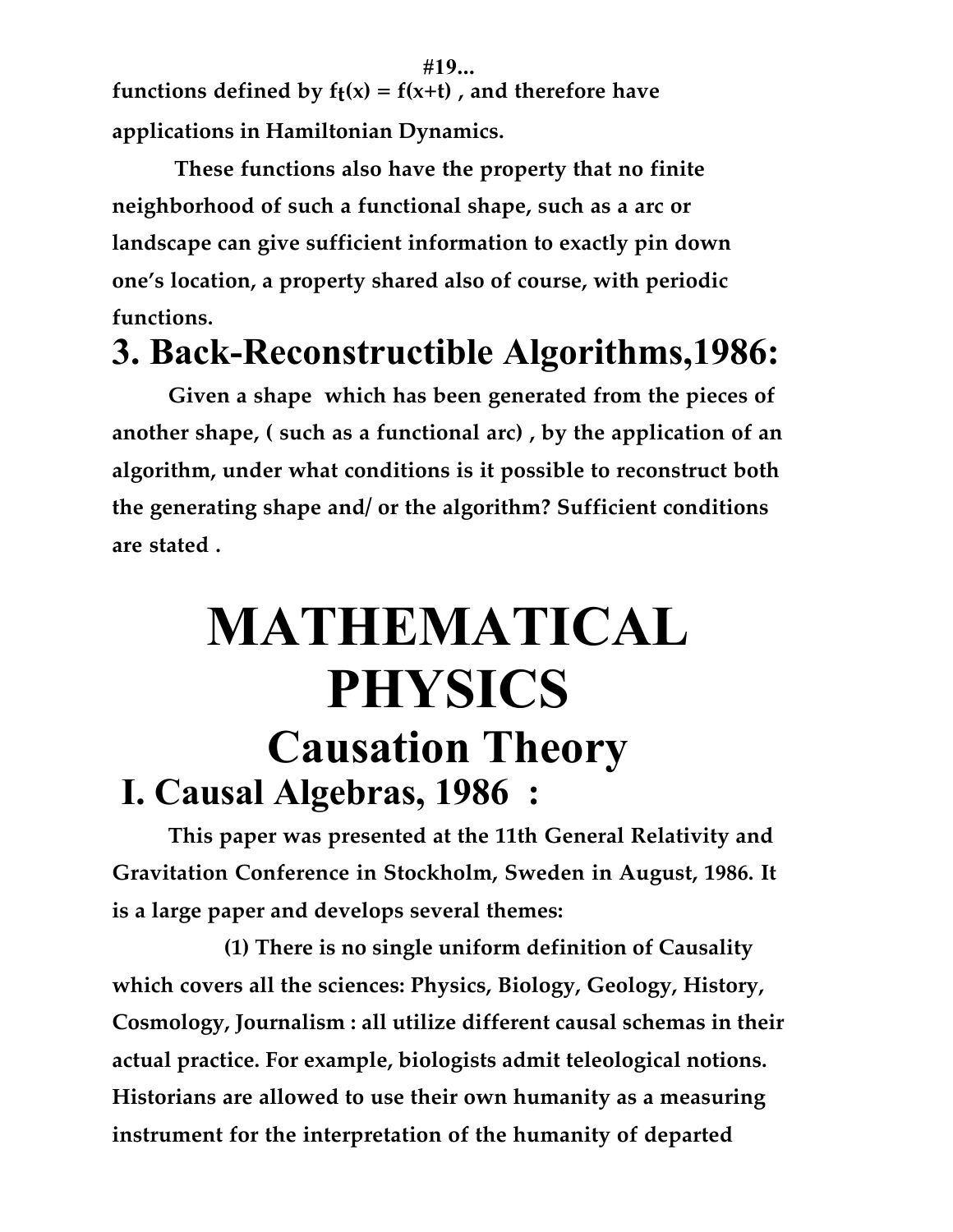#19...

functions defined by $f_t(x) = f(x+t)$ , and therefore have applications in Hamiltonian Dynamics.

These functions also have the property that no finite neighborhood of such a functional shape, such as a arc or landscape can give sufficient information to exactly pin down one's location, a property shared also of course, with periodic functions.

## 3. Back-Reconstructible Algorithms,1986:

Given a shape which has been generated from the pieces of another shape, ( such as a functional arc) , by the application of an algorithm, under what conditions is it possible to reconstruct both the generating shape and/ or the algorithm? Sufficient conditions are stated .

# MATHEMATICAL PHYSICS

## Causation Theory

### I. Causal Algebras, 1986 :

This paper was presented at the 11th General Relativity and Gravitation Conference in Stockholm, Sweden in August, 1986. It is a large paper and develops several themes:

(1) There is no single uniform definition of Causality which covers all the sciences: Physics, Biology, Geology, History, Cosmology, Journalism : all utilize different causal schemas in their actual practice. For example, biologists admit teleological notions. Historians are allowed to use their own humanity as a measuring instrument for the interpretation of the humanity of departed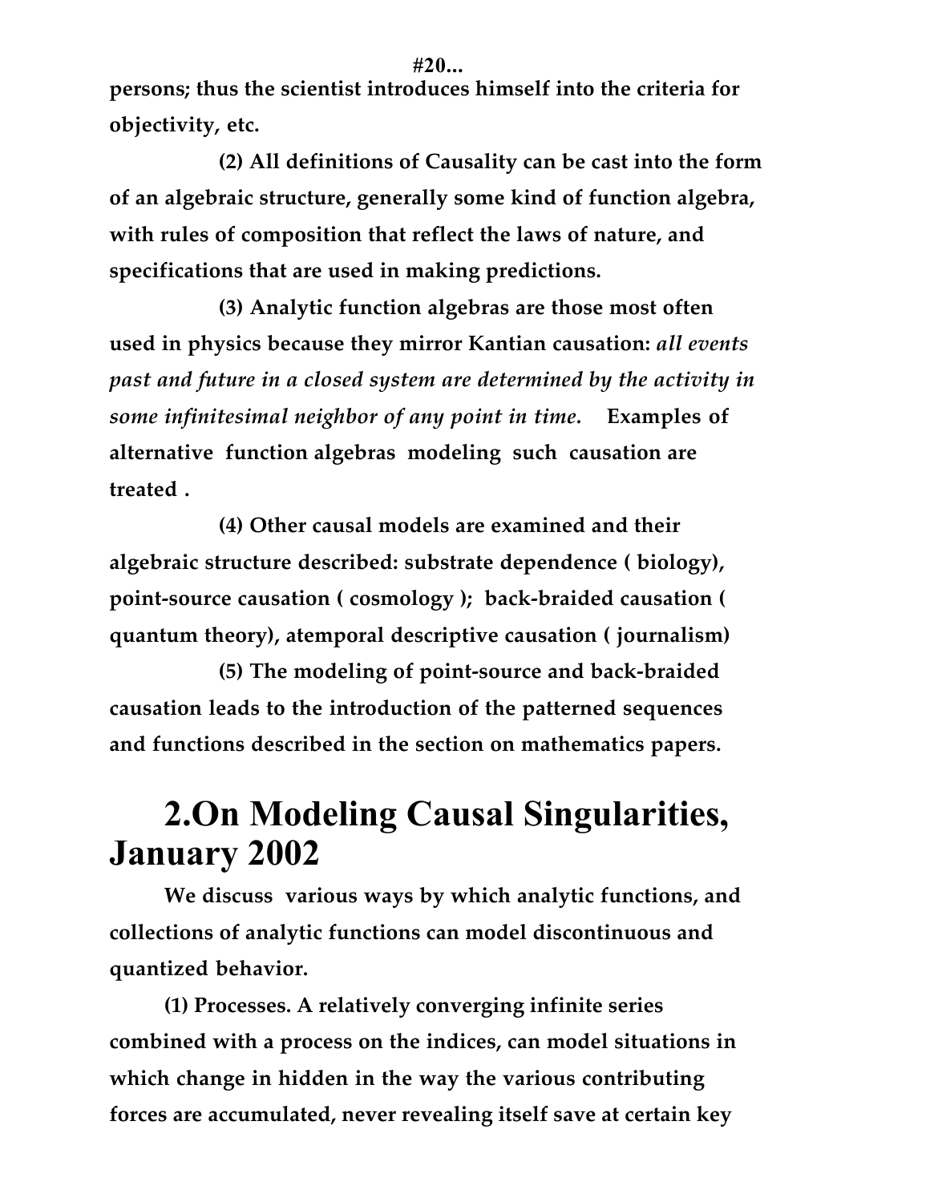**persons; thus the scientist introduces himself into the criteria for objectivity, etc.**

**(2) All definitions of Causality can be cast into the form of an algebraic structure, generally some kind of function algebra, with rules of composition that reflect the laws of nature, and specifications that are used in making predictions.**

**(3) Analytic function algebras are those most often used in physics because they mirror Kantian causation:** ***all events past and future in a closed system are determined by the activity in some infinitesimal neighbor of any point in time.*** **Examples of alternative function algebras modeling such causation are treated .**

**(4) Other causal models are examined and their algebraic structure described: substrate dependence ( biology), point-source causation ( cosmology ); back-braided causation ( quantum theory), atemporal descriptive causation ( journalism)**

**(5) The modeling of point-source and back-braided causation leads to the introduction of the patterned sequences and functions described in the section on mathematics papers.**

# 2.On Modeling Causal Singularities, January 2002

**We discuss various ways by which analytic functions, and collections of analytic functions can model discontinuous and quantized behavior.**

**(1) Processes. A relatively converging infinite series combined with a process on the indices, can model situations in which change in hidden in the way the various contributing forces are accumulated, never revealing itself save at certain key**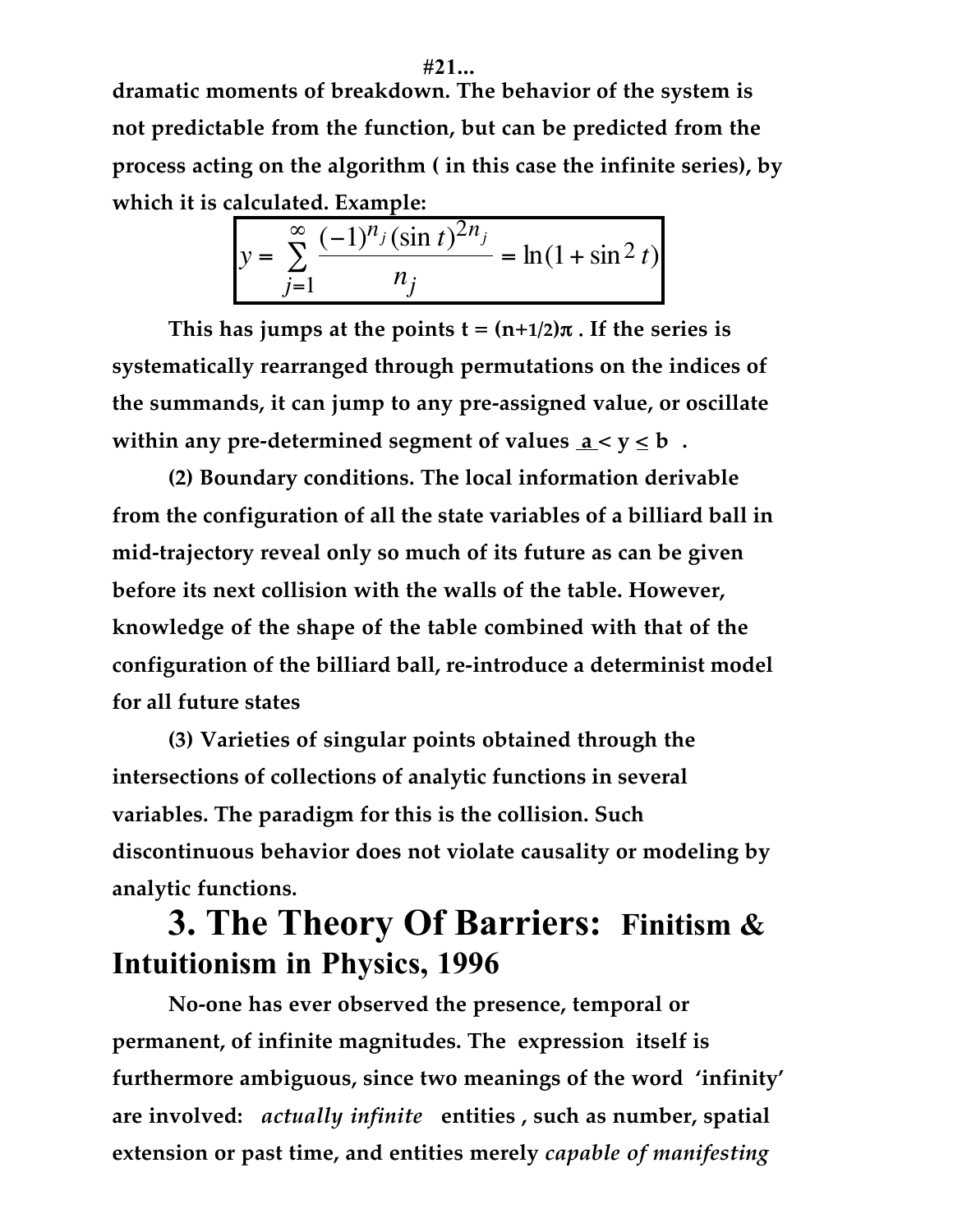#21...

dramatic moments of breakdown. The behavior of the system is not predictable from the function, but can be predicted from the process acting on the algorithm ( in this case the infinite series), by which it is calculated. Example:

$$y = \sum_{j=1}^{\infty} \frac{(-1)^{n_j} (\sin t)^{2n_j}}{n_j} = \ln(1 + \sin^2 t)$$

This has jumps at the points t = (n+1/2)π . If the series is systematically rearranged through permutations on the indices of the summands, it can jump to any pre-assigned value, or oscillate within any pre-determined segment of values $a < y \leq b$ .

(2) Boundary conditions. The local information derivable from the configuration of all the state variables of a billiard ball in mid-trajectory reveal only so much of its future as can be given before its next collision with the walls of the table. However, knowledge of the shape of the table combined with that of the configuration of the billiard ball, re-introduce a determinist model for all future states

(3) Varieties of singular points obtained through the intersections of collections of analytic functions in several variables. The paradigm for this is the collision. Such discontinuous behavior does not violate causality or modeling by analytic functions.

## 3. The Theory Of Barriers: Finitism & Intuitionism in Physics, 1996

No-one has ever observed the presence, temporal or permanent, of infinite magnitudes. The expression itself is furthermore ambiguous, since two meanings of the word 'infinity' are involved: *actually infinite* entities , such as number, spatial extension or past time, and entities merely *capable of manifesting*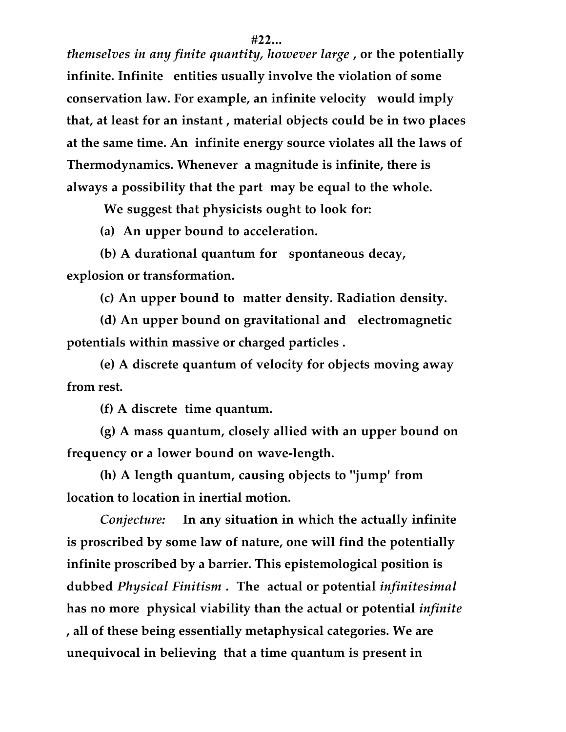*themselves in any finite quantity, however large* , or the potentially infinite. Infinite entities usually involve the violation of some conservation law. For example, an infinite velocity would imply that, at least for an instant , material objects could be in two places at the same time. An infinite energy source violates all the laws of Thermodynamics. Whenever a magnitude is infinite, there is always a possibility that the part may be equal to the whole.

We suggest that physicists ought to look for:

(a) An upper bound to acceleration.

(b) A durational quantum for spontaneous decay, explosion or transformation.

(c) An upper bound to matter density. Radiation density.

(d) An upper bound on gravitational and electromagnetic potentials within massive or charged particles .

(e) A discrete quantum of velocity for objects moving away from rest.

(f) A discrete time quantum.

(g) A mass quantum, closely allied with an upper bound on frequency or a lower bound on wave-length.

(h) A length quantum, causing objects to "jump' from location to location in inertial motion.

*Conjecture:* In any situation in which the actually infinite is proscribed by some law of nature, one will find the potentially infinite proscribed by a barrier. This epistemological position is dubbed *Physical Finitism* . The actual or potential *infinitesimal* has no more physical viability than the actual or potential *infinite* , all of these being essentially metaphysical categories. We are unequivocal in believing that a time quantum is present in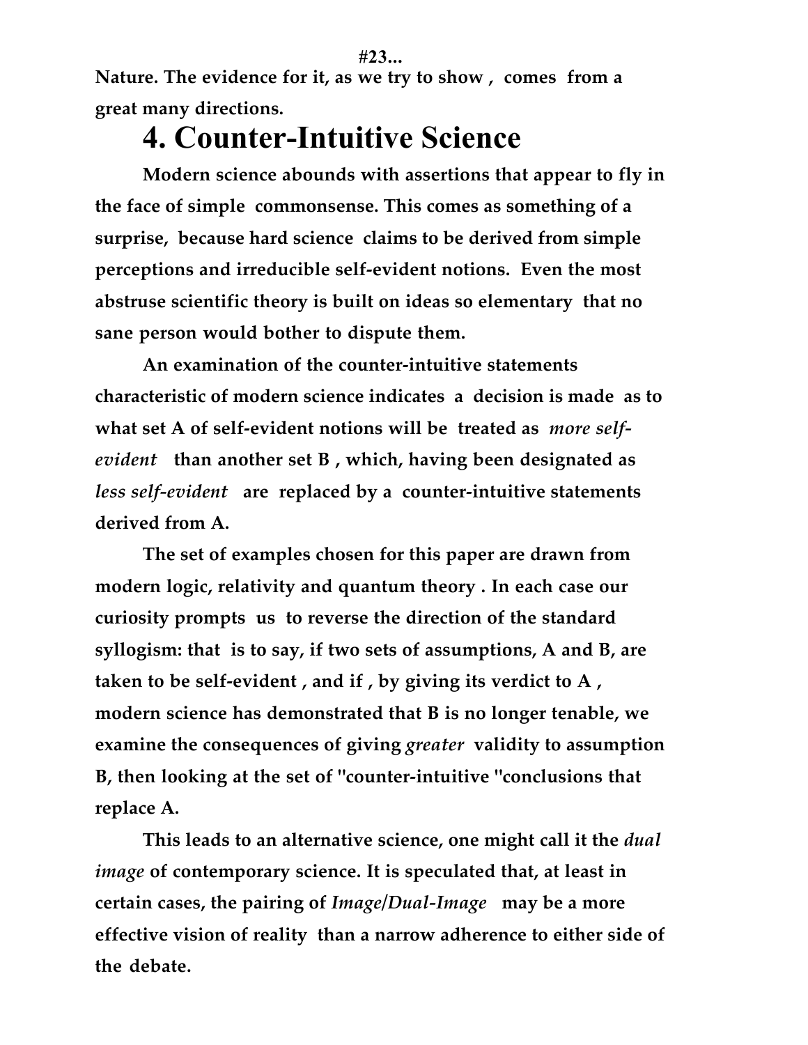Nature. The evidence for it, as we try to show , comes from a great many directions.

## 4. Counter-Intuitive Science

Modern science abounds with assertions that appear to fly in the face of simple commonsense. This comes as something of a surprise, because hard science claims to be derived from simple perceptions and irreducible self-evident notions. Even the most abstruse scientific theory is built on ideas so elementary that no sane person would bother to dispute them.

An examination of the counter-intuitive statements characteristic of modern science indicates a decision is made as to what set A of self-evident notions will be treated as *more self-evident* than another set B , which, having been designated as *less self-evident* are replaced by a counter-intuitive statements derived from A.

The set of examples chosen for this paper are drawn from modern logic, relativity and quantum theory . In each case our curiosity prompts us to reverse the direction of the standard syllogism: that is to say, if two sets of assumptions, A and B, are taken to be self-evident , and if , by giving its verdict to A , modern science has demonstrated that B is no longer tenable, we examine the consequences of giving *greater* validity to assumption B, then looking at the set of "counter-intuitive "conclusions that replace A.

This leads to an alternative science, one might call it the *dual image* of contemporary science. It is speculated that, at least in certain cases, the pairing of *Image/Dual-Image* may be a more effective vision of reality than a narrow adherence to either side of the debate.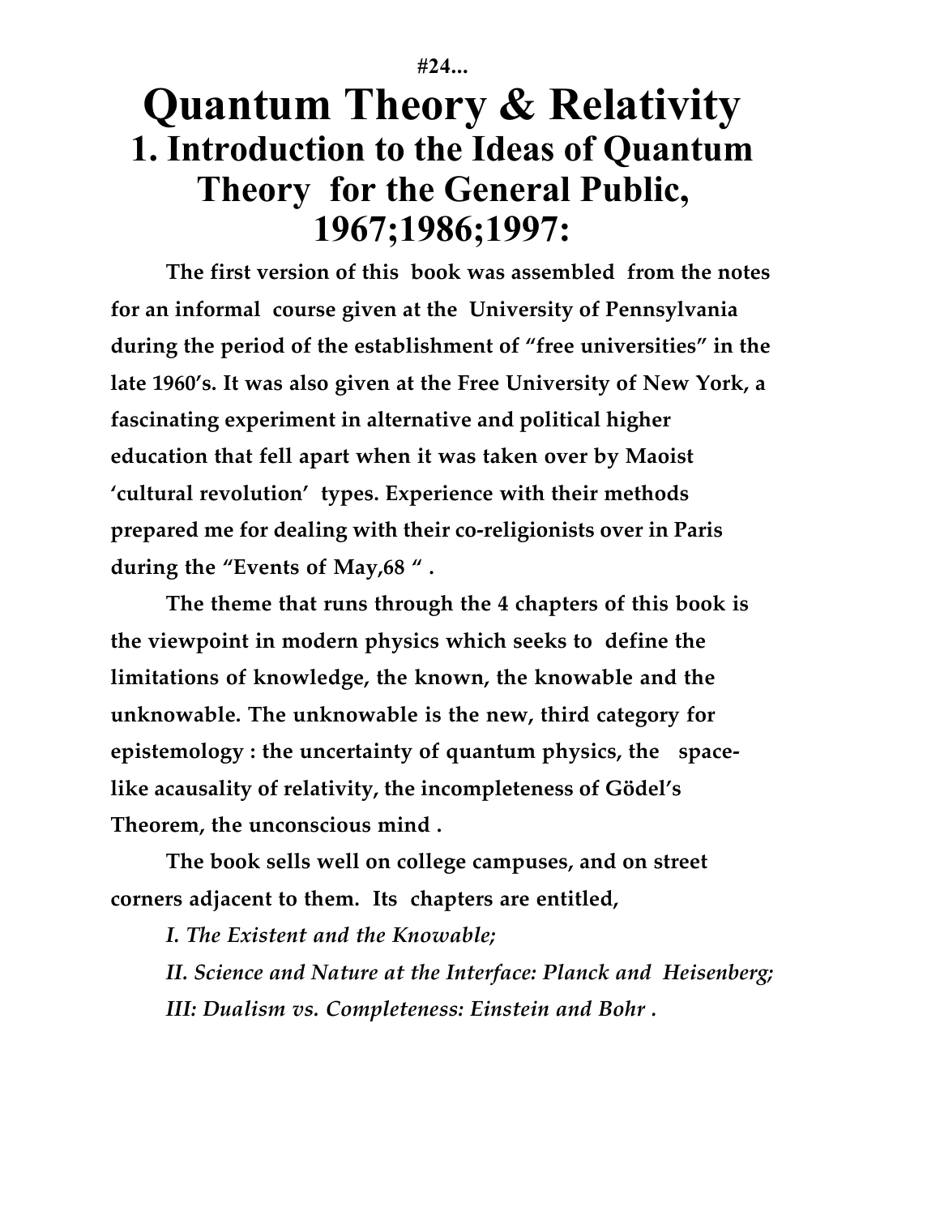**#24...**

# Quantum Theory & Relativity

## 1. Introduction to the Ideas of Quantum Theory for the General Public, 1967;1986;1997:

**The first version of this book was assembled from the notes for an informal course given at the University of Pennsylvania during the period of the establishment of "free universities" in the late 1960's. It was also given at the Free University of New York, a fascinating experiment in alternative and political higher education that fell apart when it was taken over by Maoist 'cultural revolution' types. Experience with their methods prepared me for dealing with their co-religionists over in Paris during the "Events of May,68 " .**

**The theme that runs through the 4 chapters of this book is the viewpoint in modern physics which seeks to define the limitations of knowledge, the known, the knowable and the unknowable. The unknowable is the new, third category for epistemology : the uncertainty of quantum physics, the space-like acausality of relativity, the incompleteness of Gödel's Theorem, the unconscious mind .**

**The book sells well on college campuses, and on street corners adjacent to them. Its chapters are entitled,**

***I. The Existent and the Knowable;***

***II. Science and Nature at the Interface: Planck and Heisenberg;***

***III: Dualism vs. Completeness: Einstein and Bohr .***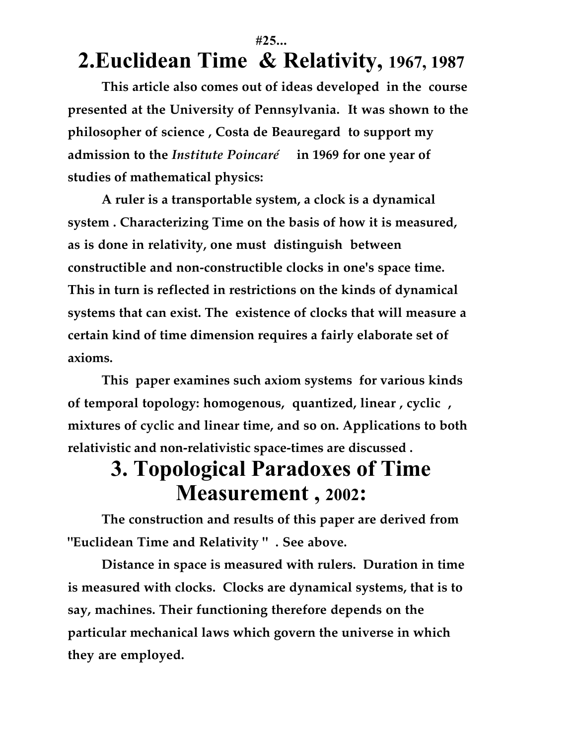#25...

# 2.Euclidean Time & Relativity, 1967, 1987

**This article also comes out of ideas developed in the course presented at the University of Pennsylvania. It was shown to the philosopher of science , Costa de Beauregard to support my admission to the *Institute Poincaré* in 1969 for one year of studies of mathematical physics:**

**A ruler is a transportable system, a clock is a dynamical system . Characterizing Time on the basis of how it is measured, as is done in relativity, one must distinguish between constructible and non-constructible clocks in one's space time. This in turn is reflected in restrictions on the kinds of dynamical systems that can exist. The existence of clocks that will measure a certain kind of time dimension requires a fairly elaborate set of axioms.**

**This paper examines such axiom systems for various kinds of temporal topology: homogenous, quantized, linear , cyclic , mixtures of cyclic and linear time, and so on. Applications to both relativistic and non-relativistic space-times are discussed .**

# 3. Topological Paradoxes of Time Measurement , 2002:

**The construction and results of this paper are derived from "Euclidean Time and Relativity " . See above.**

**Distance in space is measured with rulers. Duration in time is measured with clocks. Clocks are dynamical systems, that is to say, machines. Their functioning therefore depends on the particular mechanical laws which govern the universe in which they are employed.**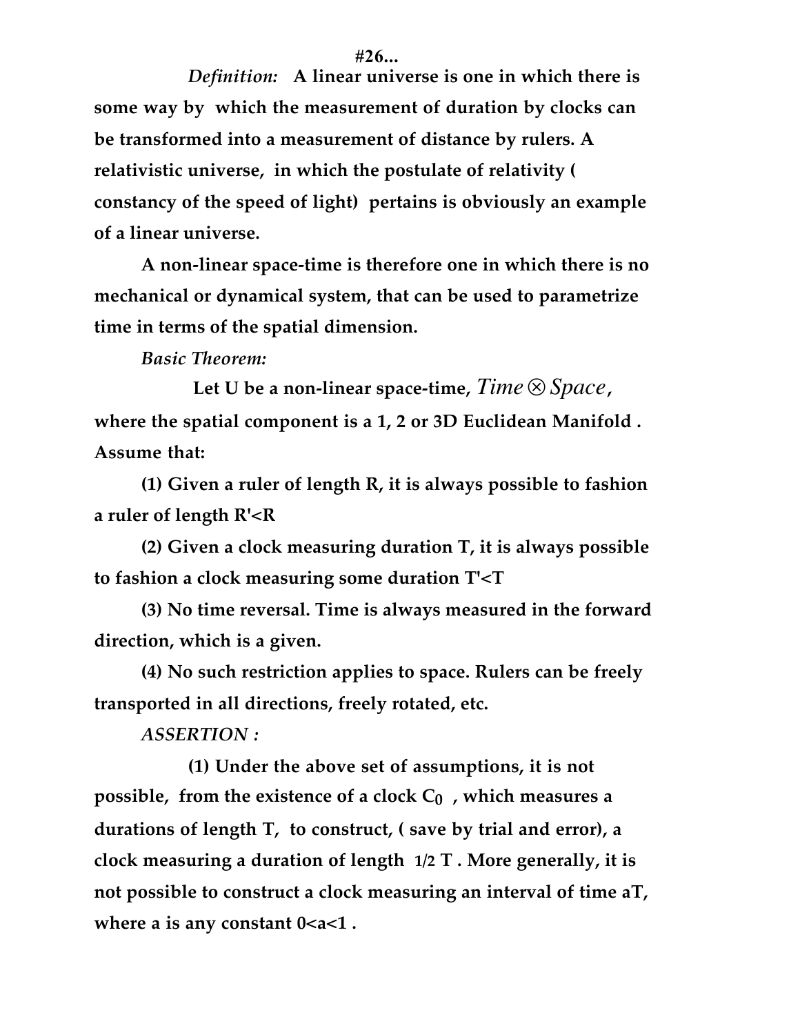**#26...**

***Definition:*** **A linear universe is one in which there is some way by which the measurement of duration by clocks can be transformed into a measurement of distance by rulers. A relativistic universe, in which the postulate of relativity ( constancy of the speed of light) pertains is obviously an example of a linear universe.**

**A non-linear space-time is therefore one in which there is no mechanical or dynamical system, that can be used to parametrize time in terms of the spatial dimension.**

***Basic Theorem:***

**Let U be a non-linear space-time, $Time \otimes Space$, where the spatial component is a 1, 2 or 3D Euclidean Manifold . Assume that:**

**(1) Given a ruler of length R, it is always possible to fashion a ruler of length R'<R**

**(2) Given a clock measuring duration T, it is always possible to fashion a clock measuring some duration T'<T**

**(3) No time reversal. Time is always measured in the forward direction, which is a given.**

**(4) No such restriction applies to space. Rulers can be freely transported in all directions, freely rotated, etc.**

***ASSERTION :***

**(1) Under the above set of assumptions, it is not possible, from the existence of a clock $C_0$ , which measures a durations of length T, to construct, ( save by trial and error), a clock measuring a duration of length 1/2 T . More generally, it is not possible to construct a clock measuring an interval of time aT, where a is any constant 0<a<1 .**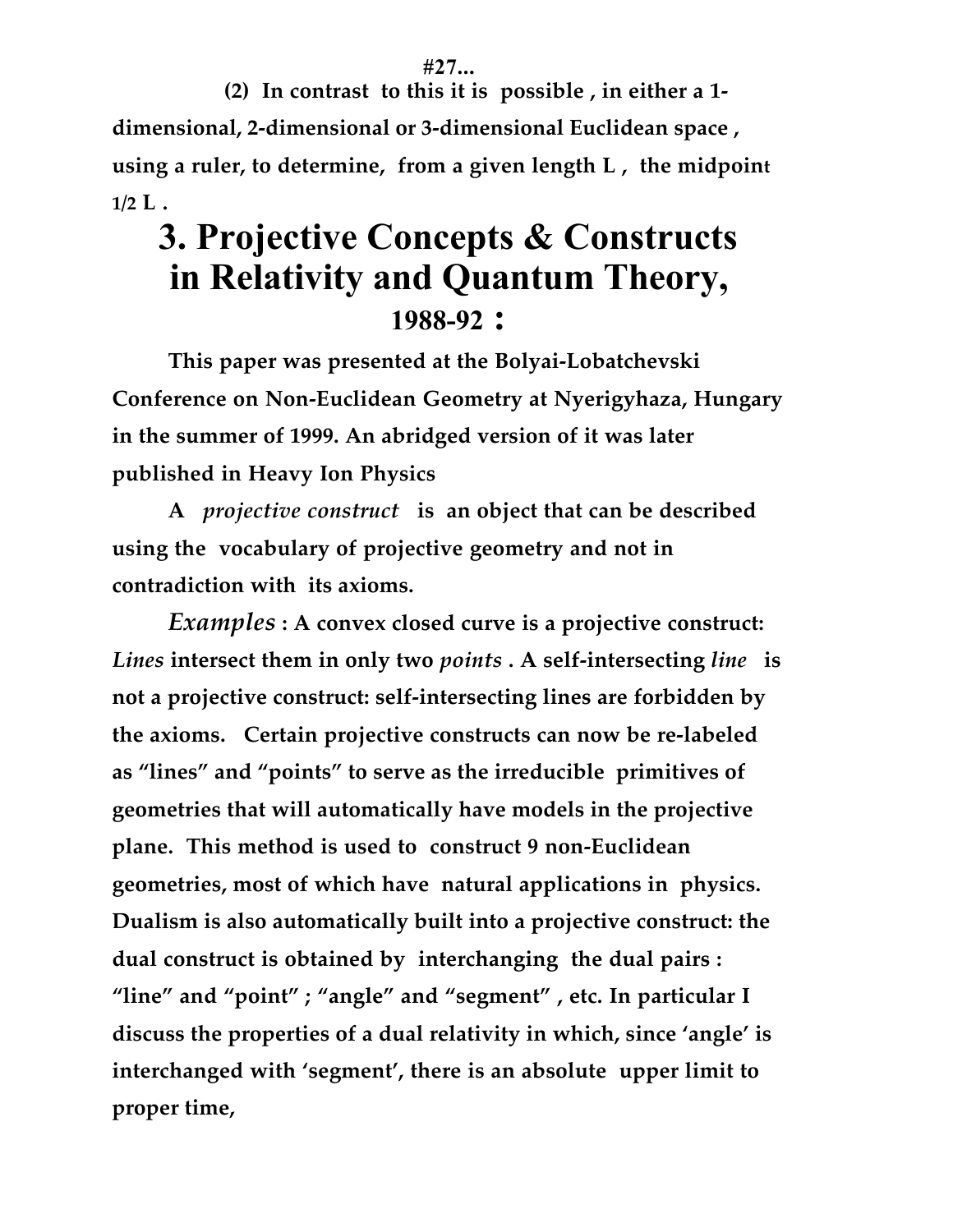**#27...**

**(2) In contrast to this it is possible , in either a 1-dimensional, 2-dimensional or 3-dimensional Euclidean space , using a ruler, to determine, from a given length L , the midpoint 1/2 L .**

# 3. Projective Concepts & Constructs in Relativity and Quantum Theory, 1988-92 :

**This paper was presented at the Bolyai-Lobatchevski Conference on Non-Euclidean Geometry at Nyerigyhaza, Hungary in the summer of 1999. An abridged version of it was later published in Heavy Ion Physics**

**A *projective construct* is an object that can be described using the vocabulary of projective geometry and not in contradiction with its axioms.**

***Examples* : A convex closed curve is a projective construct: *Lines* intersect them in only two *points* . A self-intersecting *line* is not a projective construct: self-intersecting lines are forbidden by the axioms. Certain projective constructs can now be re-labeled as "lines" and "points" to serve as the irreducible primitives of geometries that will automatically have models in the projective plane. This method is used to construct 9 non-Euclidean geometries, most of which have natural applications in physics. Dualism is also automatically built into a projective construct: the dual construct is obtained by interchanging the dual pairs : "line" and "point" ; "angle" and "segment" , etc. In particular I discuss the properties of a dual relativity in which, since 'angle' is interchanged with 'segment', there is an absolute upper limit to proper time,**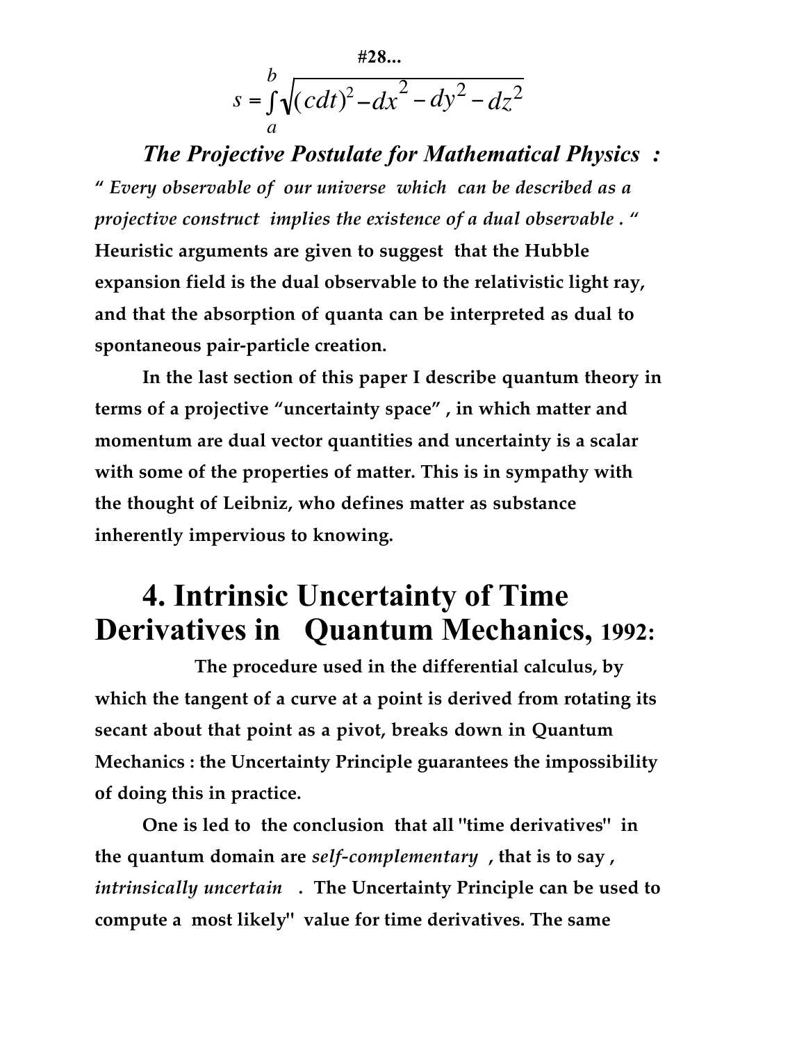**#28...**

$$s = \int_a^b \sqrt{(cdt)^2 - dx^2 - dy^2 - dz^2}$$

***The Projective Postulate for Mathematical Physics :***

*" Every observable of our universe which can be described as a projective construct implies the existence of a dual observable . "*

**Heuristic arguments are given to suggest that the Hubble expansion field is the dual observable to the relativistic light ray, and that the absorption of quanta can be interpreted as dual to spontaneous pair-particle creation.**

**In the last section of this paper I describe quantum theory in terms of a projective "uncertainty space" , in which matter and momentum are dual vector quantities and uncertainty is a scalar with some of the properties of matter. This is in sympathy with the thought of Leibniz, who defines matter as substance inherently impervious to knowing.**

# 4. Intrinsic Uncertainty of Time Derivatives in Quantum Mechanics, 1992:

**The procedure used in the differential calculus, by which the tangent of a curve at a point is derived from rotating its secant about that point as a pivot, breaks down in Quantum Mechanics : the Uncertainty Principle guarantees the impossibility of doing this in practice.**

**One is led to the conclusion that all "time derivatives" in the quantum domain are *self-complementary* , that is to say , *intrinsically uncertain* . The Uncertainty Principle can be used to compute a most likely" value for time derivatives. The same**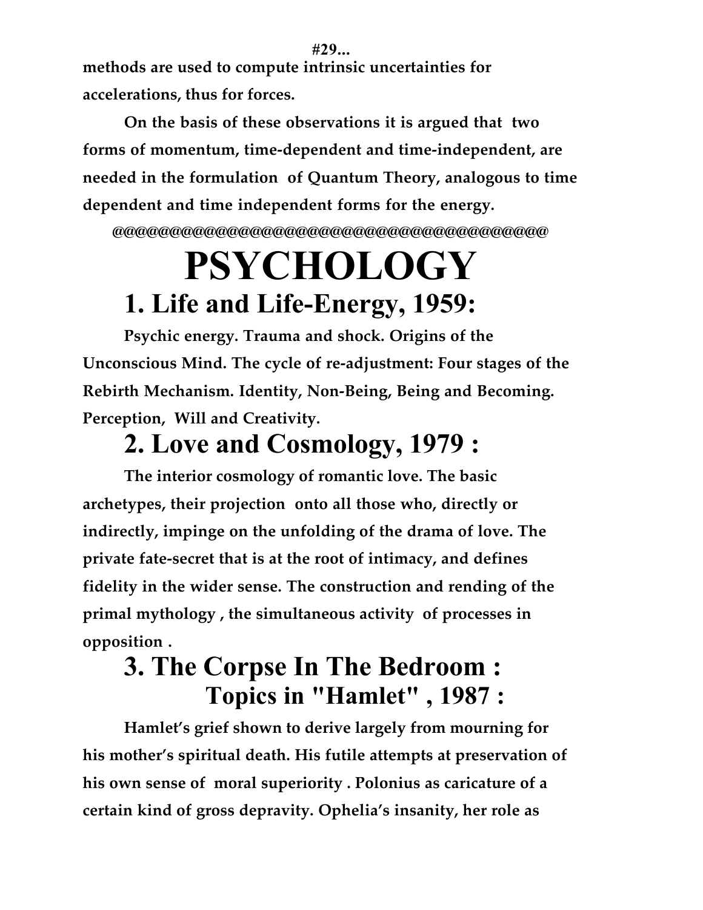#29...

methods are used to compute intrinsic uncertainties for accelerations, thus for forces.

On the basis of these observations it is argued that two forms of momentum, time-dependent and time-independent, are needed in the formulation of Quantum Theory, analogous to time dependent and time independent forms for the energy.

@@@@@@@@@@@@@@@@@@@@@@@@@@@@@@@@@@@@@@@@

# PSYCHOLOGY

## 1. Life and Life-Energy, 1959:

**Psychic energy. Trauma and shock. Origins of the Unconscious Mind. The cycle of re-adjustment: Four stages of the Rebirth Mechanism. Identity, Non-Being, Being and Becoming. Perception, Will and Creativity.**

## 2. Love and Cosmology, 1979 :

**The interior cosmology of romantic love. The basic archetypes, their projection onto all those who, directly or indirectly, impinge on the unfolding of the drama of love. The private fate-secret that is at the root of intimacy, and defines fidelity in the wider sense. The construction and rending of the primal mythology , the simultaneous activity of processes in opposition .**

## 3. The Corpse In The Bedroom : Topics in "Hamlet" , 1987 :

**Hamlet's grief shown to derive largely from mourning for his mother's spiritual death. His futile attempts at preservation of his own sense of moral superiority . Polonius as caricature of a certain kind of gross depravity. Ophelia's insanity, her role as**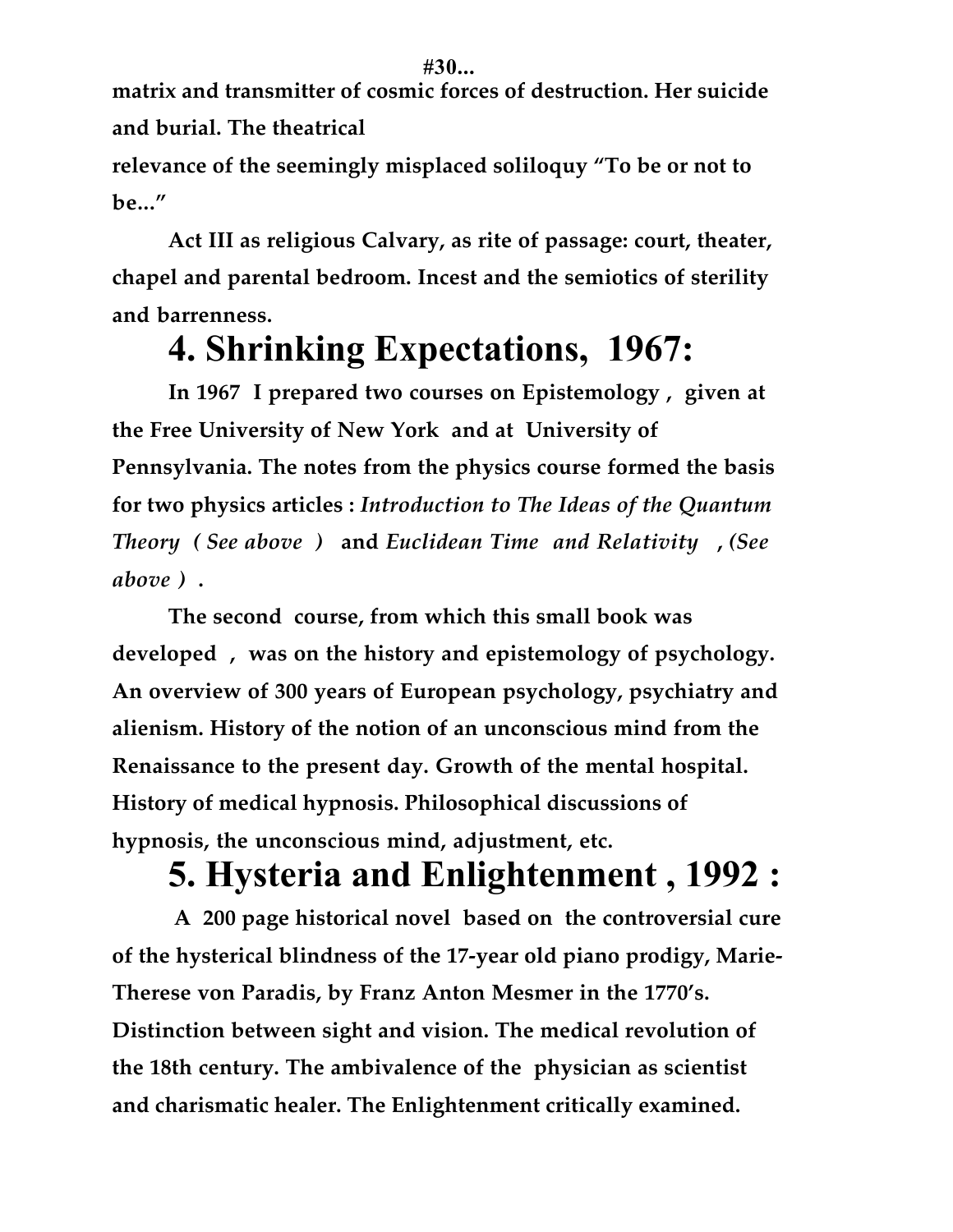**matrix and transmitter of cosmic forces of destruction. Her suicide and burial. The theatrical relevance of the seemingly misplaced soliloquy "To be or not to be..."**

**Act III as religious Calvary, as rite of passage: court, theater, chapel and parental bedroom. Incest and the semiotics of sterility and barrenness.**

## 4. Shrinking Expectations, 1967:

**In 1967 I prepared two courses on Epistemology , given at the Free University of New York and at University of Pennsylvania. The notes from the physics course formed the basis for two physics articles :** ***Introduction to The Ideas of the Quantum Theory ( See above )*** **and** ***Euclidean Time and Relativity , (See above ) .***

**The second course, from which this small book was developed , was on the history and epistemology of psychology. An overview of 300 years of European psychology, psychiatry and alienism. History of the notion of an unconscious mind from the Renaissance to the present day. Growth of the mental hospital. History of medical hypnosis. Philosophical discussions of hypnosis, the unconscious mind, adjustment, etc.**

## 5. Hysteria and Enlightenment , 1992 :

**A 200 page historical novel based on the controversial cure of the hysterical blindness of the 17-year old piano prodigy, Marie-Therese von Paradis, by Franz Anton Mesmer in the 1770's. Distinction between sight and vision. The medical revolution of the 18th century. The ambivalence of the physician as scientist and charismatic healer. The Enlightenment critically examined.**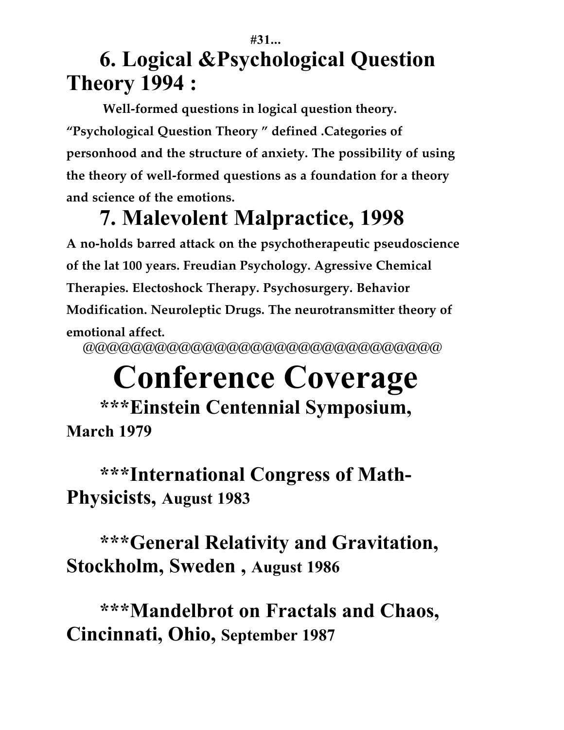#31...

## 6. Logical &Psychological Question Theory 1994 :

**Well-formed questions in logical question theory. "Psychological Question Theory " defined .Categories of personhood and the structure of anxiety. The possibility of using the theory of well-formed questions as a foundation for a theory and science of the emotions.**

## 7. Malevolent Malpractice, 1998

**A no-holds barred attack on the psychotherapeutic pseudoscience of the lat 100 years. Freudian Psychology. Agressive Chemical Therapies. Electoshock Therapy. Psychosurgery. Behavior Modification. Neuroleptic Drugs. The neurotransmitter theory of emotional affect.**

@@@@@@@@@@@@@@@@@@@@@@@@@@@@@@@

# Conference Coverage

**\*\*\*Einstein Centennial Symposium, March 1979**

**\*\*\*International Congress of Math-Physicists, August 1983**

**\*\*\*General Relativity and Gravitation, Stockholm, Sweden , August 1986**

**\*\*\*Mandelbrot on Fractals and Chaos, Cincinnati, Ohio, September 1987**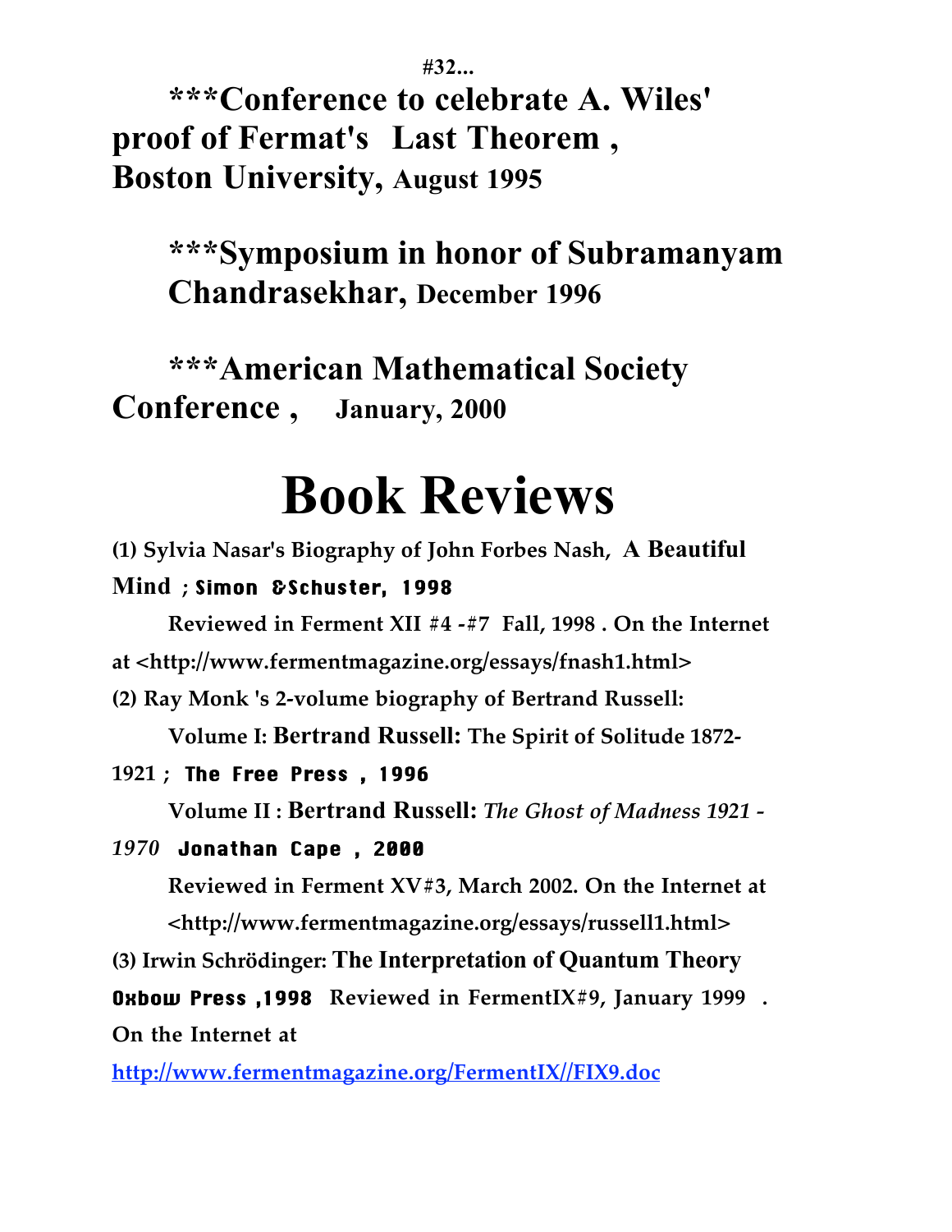#32...

**\*\*\*Conference to celebrate A. Wiles' proof of Fermat's Last Theorem , Boston University, August 1995**

**\*\*\*Symposium in honor of Subramanyam Chandrasekhar, December 1996**

**\*\*\*American Mathematical Society Conference , January, 2000**

# Book Reviews

**(1) Sylvia Nasar's Biography of John Forbes Nash, A Beautiful Mind ; Simon &Schuster, 1998**

**Reviewed in Ferment XII #4 -#7 Fall, 1998 . On the Internet at <http://www.fermentmagazine.org/essays/fnash1.html>**

**(2) Ray Monk 's 2-volume biography of Bertrand Russell:**

**Volume I: Bertrand Russell: The Spirit of Solitude 1872-1921 ; The Free Press , 1996**

**Volume II : Bertrand Russell:** ***The Ghost of Madness 1921 - 1970*** **Jonathan Cape , 2000**

**Reviewed in Ferment XV#3, March 2002. On the Internet at <http://www.fermentmagazine.org/essays/russell1.html>**

**(3) Irwin Schrödinger: The Interpretation of Quantum Theory Oxbow Press ,1998 Reviewed in FermentIX#9, January 1999 . On the Internet at**

[http://www.fermentmagazine.org/FermentIX//FIX9.doc](http://www.fermentmagazine.org/FermentIX//FIX9.doc)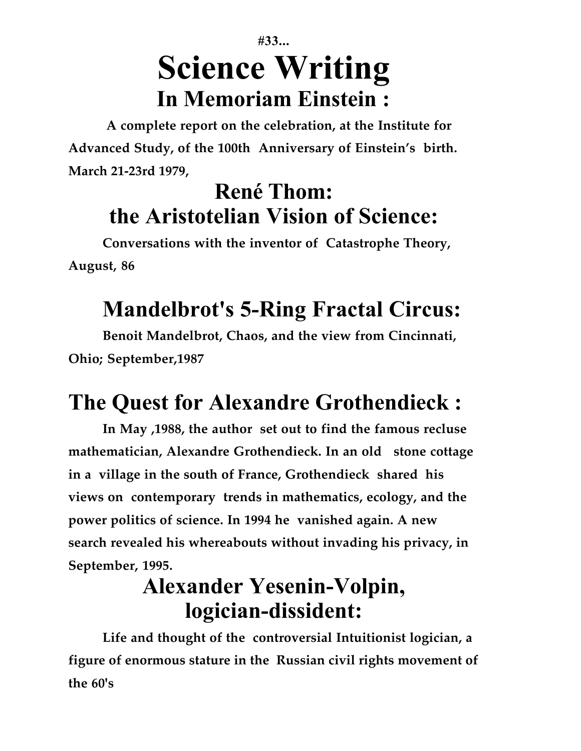**#33...**

# Science Writing

## In Memoriam Einstein :

**A complete report on the celebration, at the Institute for Advanced Study, of the 100th Anniversary of Einstein's birth. March 21-23rd 1979,**

## René Thom: the Aristotelian Vision of Science:

**Conversations with the inventor of Catastrophe Theory, August, 86**

## Mandelbrot's 5-Ring Fractal Circus:

**Benoit Mandelbrot, Chaos, and the view from Cincinnati, Ohio; September,1987**

## The Quest for Alexandre Grothendieck :

**In May ,1988, the author set out to find the famous recluse mathematician, Alexandre Grothendieck. In an old stone cottage in a village in the south of France, Grothendieck shared his views on contemporary trends in mathematics, ecology, and the power politics of science. In 1994 he vanished again. A new search revealed his whereabouts without invading his privacy, in September, 1995.**

## Alexander Yesenin-Volpin, logician-dissident:

**Life and thought of the controversial Intuitionist logician, a figure of enormous stature in the Russian civil rights movement of the 60's**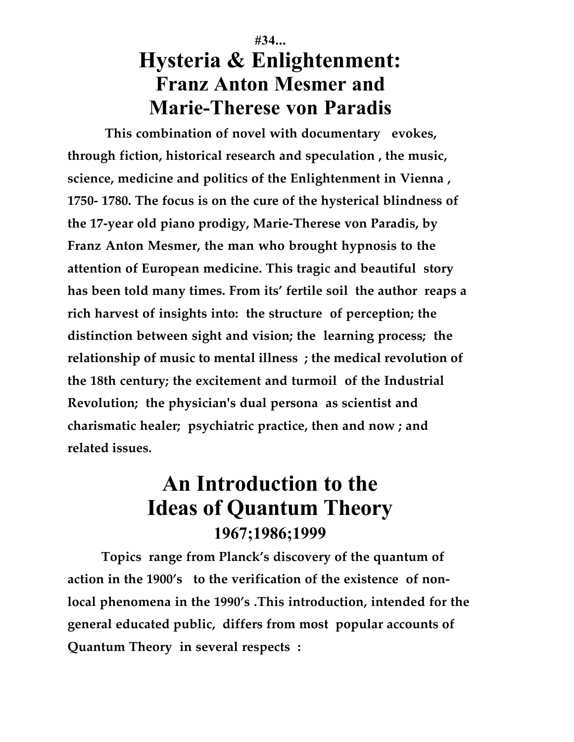**#34...**

# Hysteria & Enlightenment: Franz Anton Mesmer and Marie-Therese von Paradis

**This combination of novel with documentary evokes, through fiction, historical research and speculation , the music, science, medicine and politics of the Enlightenment in Vienna , 1750- 1780. The focus is on the cure of the hysterical blindness of the 17-year old piano prodigy, Marie-Therese von Paradis, by Franz Anton Mesmer, the man who brought hypnosis to the attention of European medicine. This tragic and beautiful story has been told many times. From its' fertile soil the author reaps a rich harvest of insights into: the structure of perception; the distinction between sight and vision; the learning process; the relationship of music to mental illness ; the medical revolution of the 18th century; the excitement and turmoil of the Industrial Revolution; the physician's dual persona as scientist and charismatic healer; psychiatric practice, then and now ; and related issues.**

# An Introduction to the Ideas of Quantum Theory

### 1967;1986;1999

**Topics range from Planck's discovery of the quantum of action in the 1900's to the verification of the existence of non-local phenomena in the 1990's .This introduction, intended for the general educated public, differs from most popular accounts of Quantum Theory in several respects :**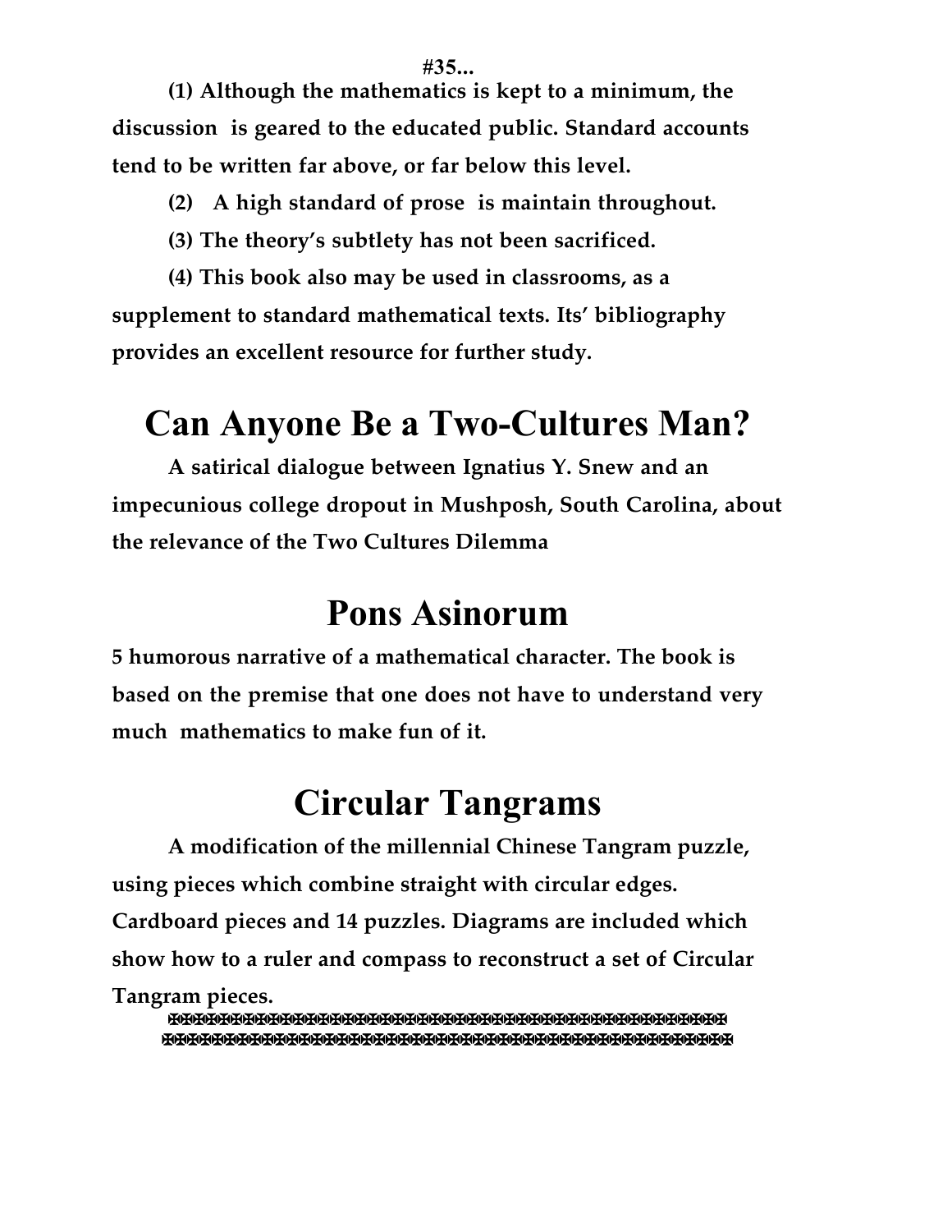**#35...**

**(1) Although the mathematics is kept to a minimum, the discussion is geared to the educated public. Standard accounts tend to be written far above, or far below this level.**

**(2) A high standard of prose is maintain throughout.**

**(3) The theory's subtlety has not been sacrificed.**

**(4) This book also may be used in classrooms, as a supplement to standard mathematical texts. Its' bibliography provides an excellent resource for further study.**

# Can Anyone Be a Two-Cultures Man?

**A satirical dialogue between Ignatius Y. Snew and an impecunious college dropout in Mushposh, South Carolina, about the relevance of the Two Cultures Dilemma**

# Pons Asinorum

**5 humorous narrative of a mathematical character. The book is based on the premise that one does not have to understand very much mathematics to make fun of it.**

# Circular Tangrams

**A modification of the millennial Chinese Tangram puzzle, using pieces which combine straight with circular edges. Cardboard pieces and 14 puzzles. Diagrams are included which show how to a ruler and compass to reconstruct a set of Circular Tangram pieces.**

✠✠✠✠✠✠✠✠✠✠✠✠✠✠✠✠✠✠✠✠✠✠✠✠✠✠✠✠✠✠✠✠✠✠✠✠✠✠✠✠✠✠✠✠✠✠✠✠
✠✠✠✠✠✠✠✠✠✠✠✠✠✠✠✠✠✠✠✠✠✠✠✠✠✠✠✠✠✠✠✠✠✠✠✠✠✠✠✠✠✠✠✠✠✠✠✠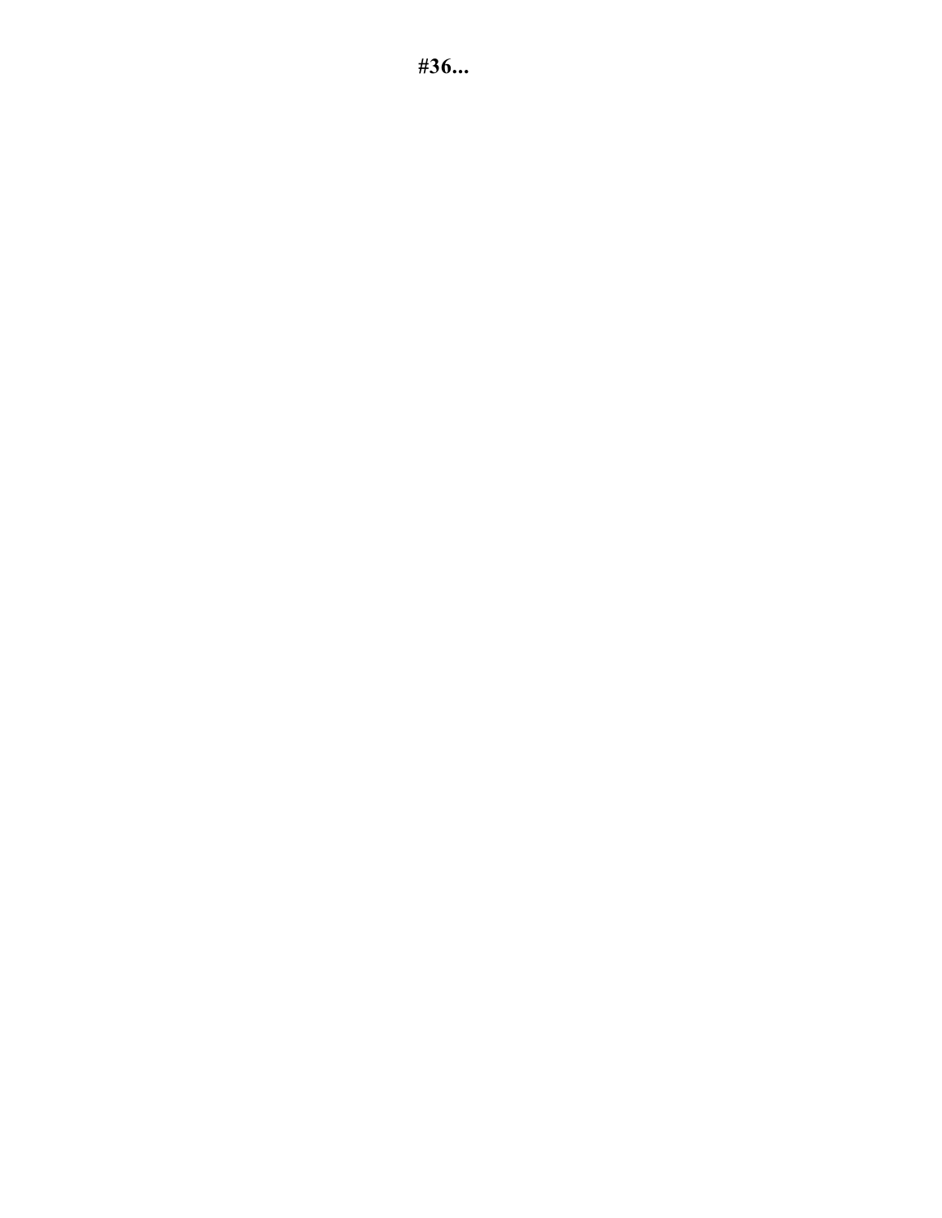**#36...**